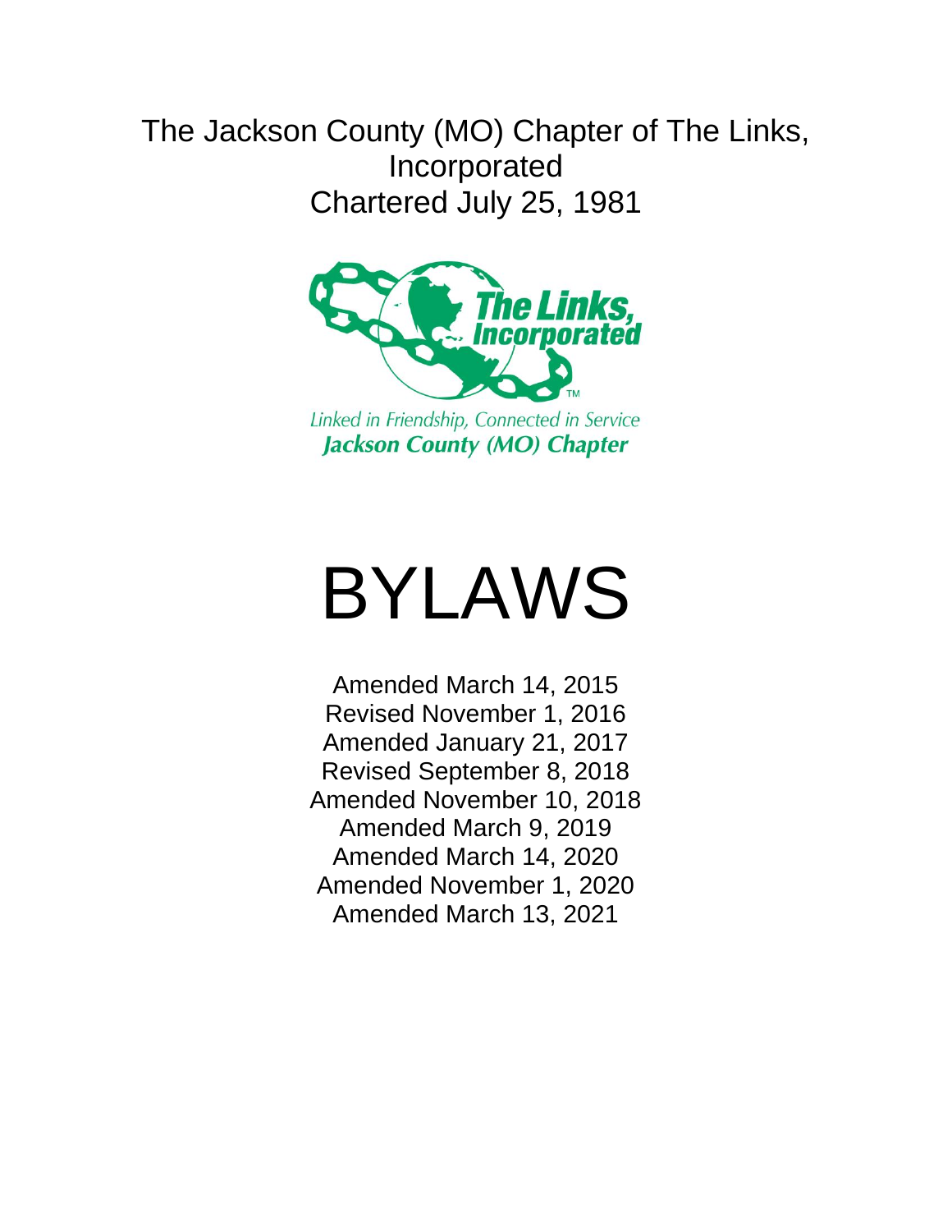# The Jackson County (MO) Chapter of The Links, Incorporated

Chartered July 25, 1981

The Links, Incorporated

*Linked in Friendship, Connected in Service*

***Jackson County (MO) Chapter***

# BYLAWS

Amended March 14, 2015
Revised November 1, 2016
Amended January 21, 2017
Revised September 8, 2018
Amended November 10, 2018
Amended March 9, 2019
Amended March 14, 2020
Amended November 1, 2020
Amended March 13, 2021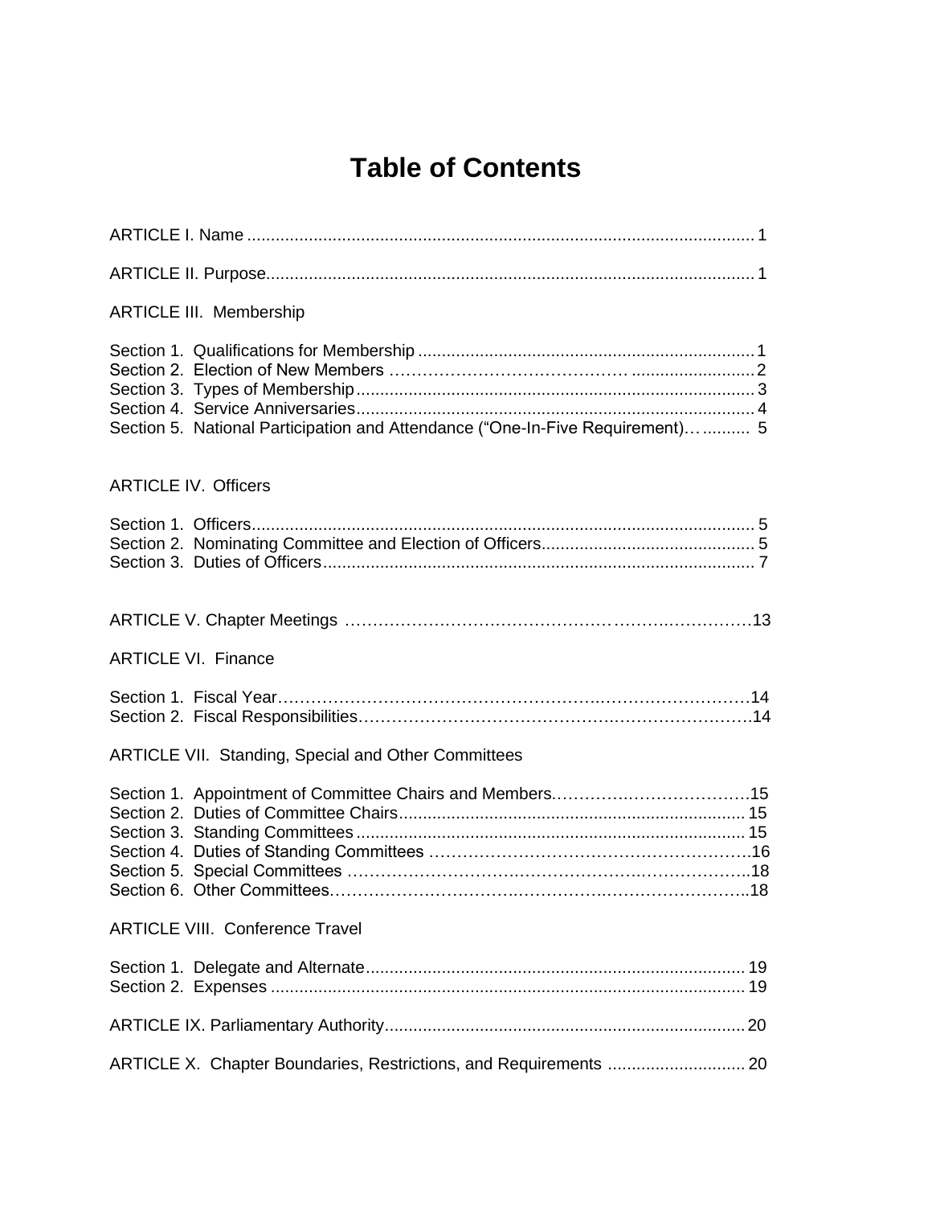# Table of Contents

ARTICLE I. Name .......................................................................................................... 1

ARTICLE II. Purpose...................................................................................................... 1

ARTICLE III. Membership

Section 1. Qualifications for Membership ...................................................................... 1
Section 2. Election of New Members …………………………………… ......................... 2
Section 3. Types of Membership .................................................................................... 3
Section 4. Service Anniversaries .................................................................................... 4
Section 5. National Participation and Attendance (“One-In-Five Requirement)… .......... 5

ARTICLE IV. Officers

Section 1. Officers .......................................................................................................... 5
Section 2. Nominating Committee and Election of Officers ............................................ 5
Section 3. Duties of Officers ........................................................................................... 7

ARTICLE V. Chapter Meetings ……………………………………………………………13

ARTICLE VI. Finance

Section 1. Fiscal Year……………………………………………………………………14
Section 2. Fiscal Responsibilities…………………………………………………………14

ARTICLE VII. Standing, Special and Other Committees

Section 1. Appointment of Committee Chairs and Members………………………………15
Section 2. Duties of Committee Chairs......................................................................... 15
Section 3. Standing Committees ................................................................................. 15
Section 4. Duties of Standing Committees ……………………………………………….16
Section 5. Special Committees ………………………………………………………….18
Section 6. Other Committees……………………………………………………………..18

ARTICLE VIII. Conference Travel

Section 1. Delegate and Alternate................................................................................ 19
Section 2. Expenses .................................................................................................... 19

ARTICLE IX. Parliamentary Authority........................................................................... 20

ARTICLE X. Chapter Boundaries, Restrictions, and Requirements ............................. 20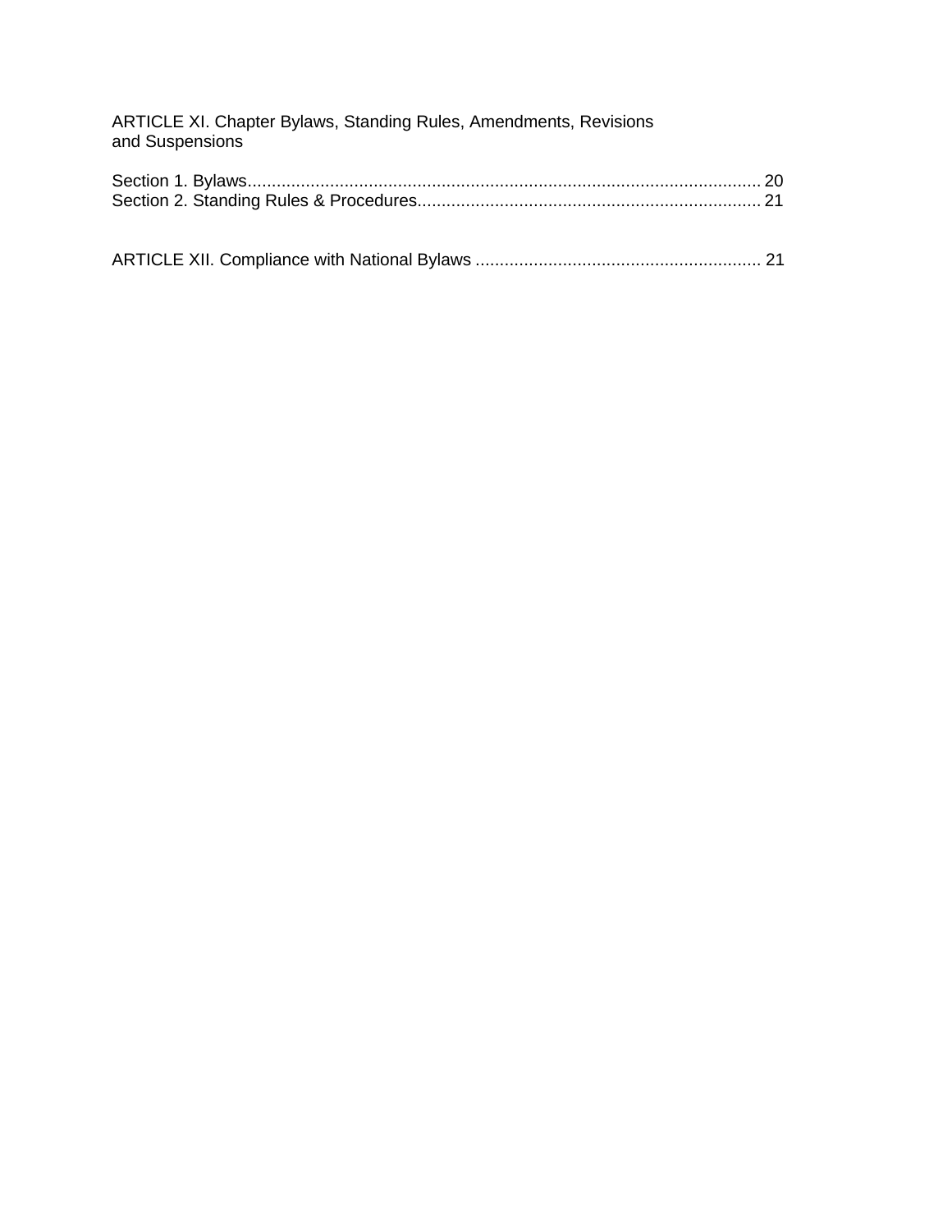ARTICLE XI. Chapter Bylaws, Standing Rules, Amendments, Revisions and Suspensions

Section 1. Bylaws.......................................................................................................... 20
Section 2. Standing Rules & Procedures....................................................................... 21

ARTICLE XII. Compliance with National Bylaws ........................................................... 21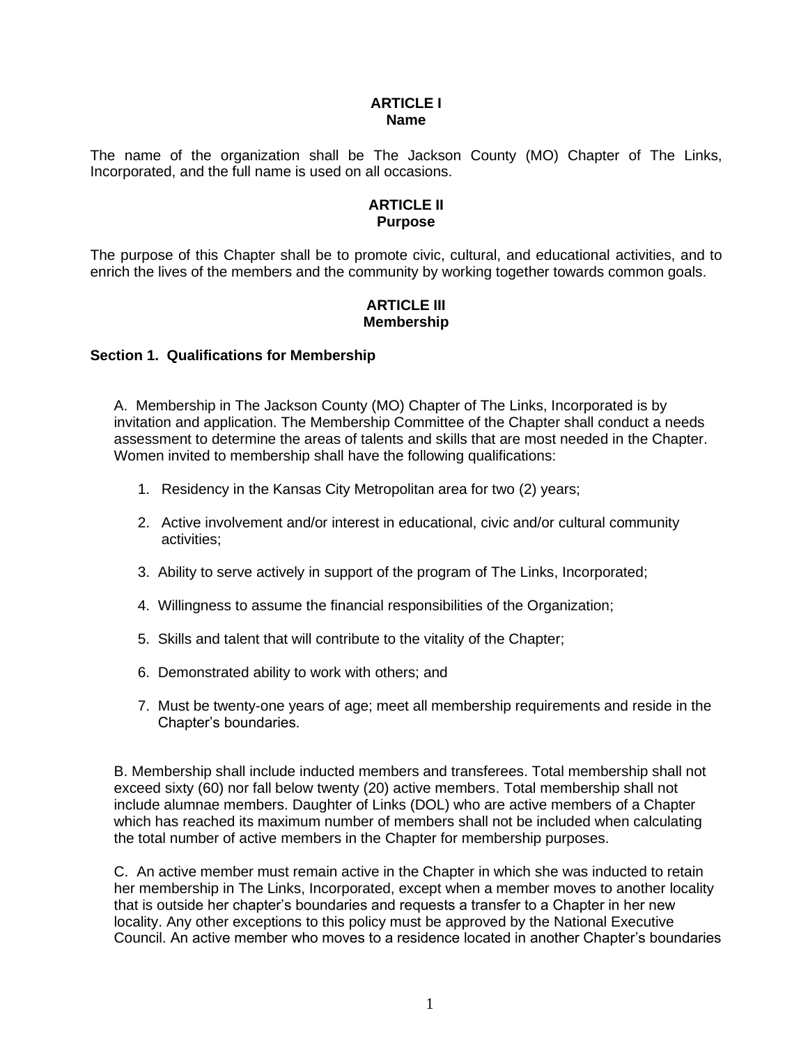## ARTICLE I
## Name

The name of the organization shall be The Jackson County (MO) Chapter of The Links, Incorporated, and the full name is used on all occasions.

## ARTICLE II
## Purpose

The purpose of this Chapter shall be to promote civic, cultural, and educational activities, and to enrich the lives of the members and the community by working together towards common goals.

## ARTICLE III
## Membership

### Section 1. Qualifications for Membership

A. Membership in The Jackson County (MO) Chapter of The Links, Incorporated is by invitation and application. The Membership Committee of the Chapter shall conduct a needs assessment to determine the areas of talents and skills that are most needed in the Chapter. Women invited to membership shall have the following qualifications:

1. Residency in the Kansas City Metropolitan area for two (2) years;
2. Active involvement and/or interest in educational, civic and/or cultural community activities;
3. Ability to serve actively in support of the program of The Links, Incorporated;
4. Willingness to assume the financial responsibilities of the Organization;
5. Skills and talent that will contribute to the vitality of the Chapter;
6. Demonstrated ability to work with others; and
7. Must be twenty-one years of age; meet all membership requirements and reside in the Chapter's boundaries.

B. Membership shall include inducted members and transferees. Total membership shall not exceed sixty (60) nor fall below twenty (20) active members. Total membership shall not include alumnae members. Daughter of Links (DOL) who are active members of a Chapter which has reached its maximum number of members shall not be included when calculating the total number of active members in the Chapter for membership purposes.

C. An active member must remain active in the Chapter in which she was inducted to retain her membership in The Links, Incorporated, except when a member moves to another locality that is outside her chapter's boundaries and requests a transfer to a Chapter in her new locality. Any other exceptions to this policy must be approved by the National Executive Council. An active member who moves to a residence located in another Chapter's boundaries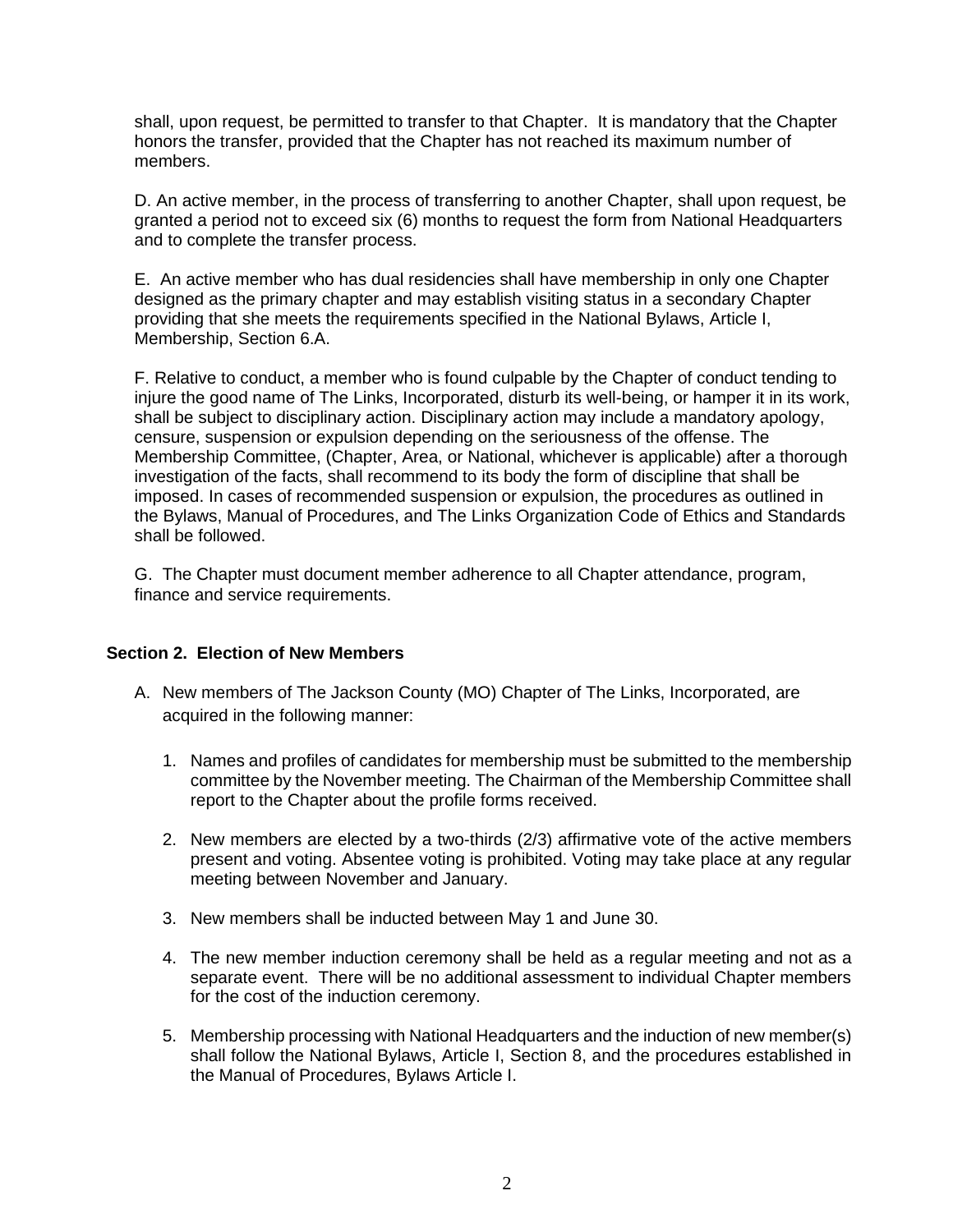shall, upon request, be permitted to transfer to that Chapter. It is mandatory that the Chapter honors the transfer, provided that the Chapter has not reached its maximum number of members.

D. An active member, in the process of transferring to another Chapter, shall upon request, be granted a period not to exceed six (6) months to request the form from National Headquarters and to complete the transfer process.

E. An active member who has dual residencies shall have membership in only one Chapter designed as the primary chapter and may establish visiting status in a secondary Chapter providing that she meets the requirements specified in the National Bylaws, Article I, Membership, Section 6.A.

F. Relative to conduct, a member who is found culpable by the Chapter of conduct tending to injure the good name of The Links, Incorporated, disturb its well-being, or hamper it in its work, shall be subject to disciplinary action. Disciplinary action may include a mandatory apology, censure, suspension or expulsion depending on the seriousness of the offense. The Membership Committee, (Chapter, Area, or National, whichever is applicable) after a thorough investigation of the facts, shall recommend to its body the form of discipline that shall be imposed. In cases of recommended suspension or expulsion, the procedures as outlined in the Bylaws, Manual of Procedures, and The Links Organization Code of Ethics and Standards shall be followed.

G. The Chapter must document member adherence to all Chapter attendance, program, finance and service requirements.

### Section 2. Election of New Members

A. New members of The Jackson County (MO) Chapter of The Links, Incorporated, are acquired in the following manner:

1. Names and profiles of candidates for membership must be submitted to the membership committee by the November meeting. The Chairman of the Membership Committee shall report to the Chapter about the profile forms received.
2. New members are elected by a two-thirds (2/3) affirmative vote of the active members present and voting. Absentee voting is prohibited. Voting may take place at any regular meeting between November and January.
3. New members shall be inducted between May 1 and June 30.
4. The new member induction ceremony shall be held as a regular meeting and not as a separate event. There will be no additional assessment to individual Chapter members for the cost of the induction ceremony.
5. Membership processing with National Headquarters and the induction of new member(s) shall follow the National Bylaws, Article I, Section 8, and the procedures established in the Manual of Procedures, Bylaws Article I.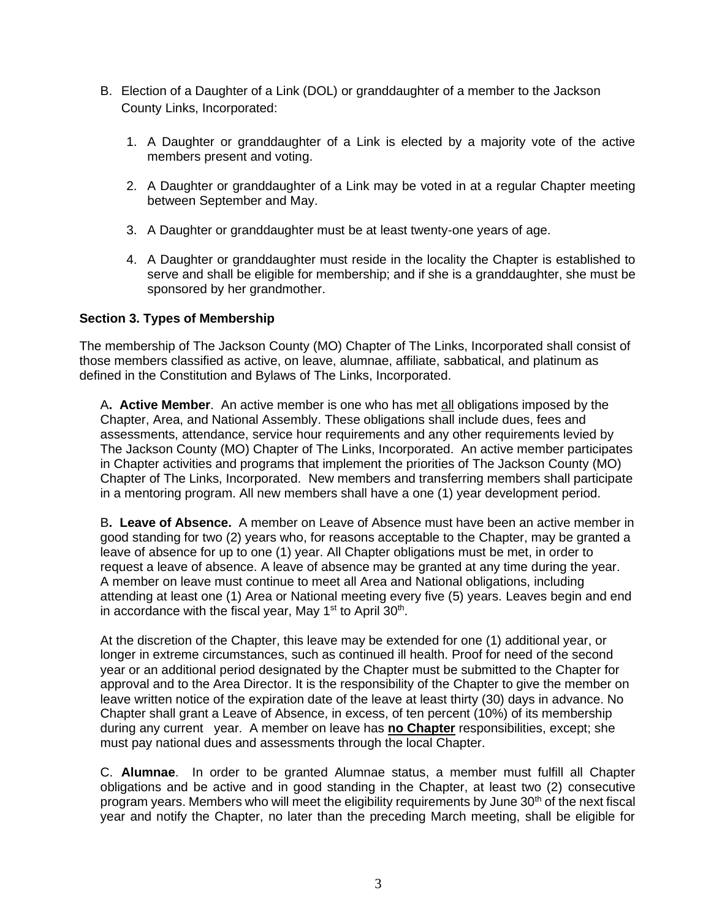B. Election of a Daughter of a Link (DOL) or granddaughter of a member to the Jackson County Links, Incorporated:

1. A Daughter or granddaughter of a Link is elected by a majority vote of the active members present and voting.

2. A Daughter or granddaughter of a Link may be voted in at a regular Chapter meeting between September and May.

3. A Daughter or granddaughter must be at least twenty-one years of age.

4. A Daughter or granddaughter must reside in the locality the Chapter is established to serve and shall be eligible for membership; and if she is a granddaughter, she must be sponsored by her grandmother.

**Section 3. Types of Membership**

The membership of The Jackson County (MO) Chapter of The Links, Incorporated shall consist of those members classified as active, on leave, alumnae, affiliate, sabbatical, and platinum as defined in the Constitution and Bylaws of The Links, Incorporated.

A**. Active Member**. An active member is one who has met <u>all</u> obligations imposed by the Chapter, Area, and National Assembly. These obligations shall include dues, fees and assessments, attendance, service hour requirements and any other requirements levied by The Jackson County (MO) Chapter of The Links, Incorporated. An active member participates in Chapter activities and programs that implement the priorities of The Jackson County (MO) Chapter of The Links, Incorporated. New members and transferring members shall participate in a mentoring program. All new members shall have a one (1) year development period.

B**. Leave of Absence.** A member on Leave of Absence must have been an active member in good standing for two (2) years who, for reasons acceptable to the Chapter, may be granted a leave of absence for up to one (1) year. All Chapter obligations must be met, in order to request a leave of absence. A leave of absence may be granted at any time during the year. A member on leave must continue to meet all Area and National obligations, including attending at least one (1) Area or National meeting every five (5) years. Leaves begin and end in accordance with the fiscal year, May 1st to April 30th.

At the discretion of the Chapter, this leave may be extended for one (1) additional year, or longer in extreme circumstances, such as continued ill health. Proof for need of the second year or an additional period designated by the Chapter must be submitted to the Chapter for approval and to the Area Director. It is the responsibility of the Chapter to give the member on leave written notice of the expiration date of the leave at least thirty (30) days in advance. No Chapter shall grant a Leave of Absence, in excess, of ten percent (10%) of its membership during any current year. A member on leave has **<u>no Chapter</u>** responsibilities, except; she must pay national dues and assessments through the local Chapter.

C. **Alumnae**. In order to be granted Alumnae status, a member must fulfill all Chapter obligations and be active and in good standing in the Chapter, at least two (2) consecutive program years. Members who will meet the eligibility requirements by June 30th of the next fiscal year and notify the Chapter, no later than the preceding March meeting, shall be eligible for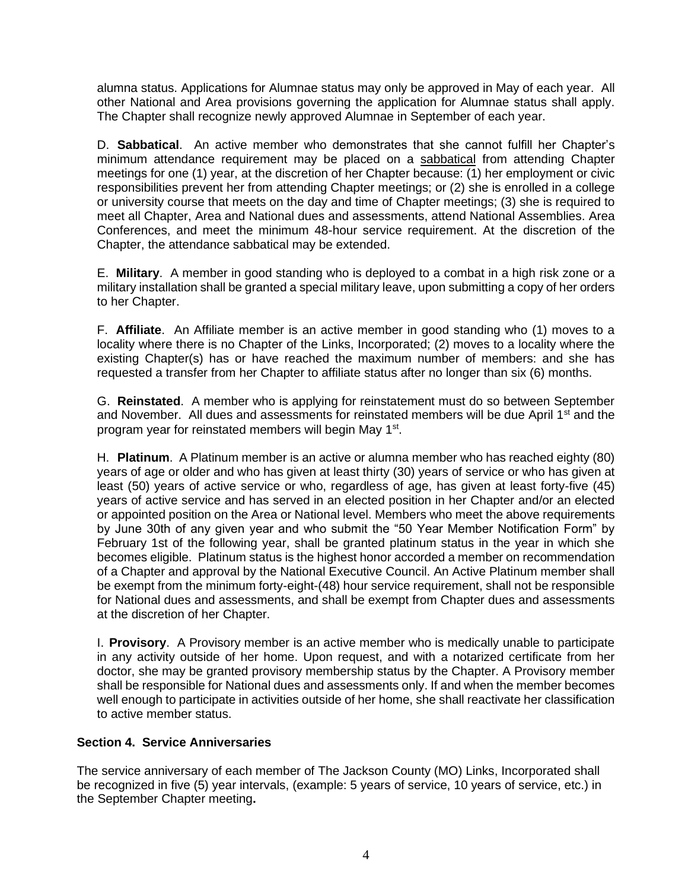alumna status. Applications for Alumnae status may only be approved in May of each year. All other National and Area provisions governing the application for Alumnae status shall apply. The Chapter shall recognize newly approved Alumnae in September of each year.

D. **Sabbatical**. An active member who demonstrates that she cannot fulfill her Chapter's minimum attendance requirement may be placed on a sabbatical from attending Chapter meetings for one (1) year, at the discretion of her Chapter because: (1) her employment or civic responsibilities prevent her from attending Chapter meetings; or (2) she is enrolled in a college or university course that meets on the day and time of Chapter meetings; (3) she is required to meet all Chapter, Area and National dues and assessments, attend National Assemblies. Area Conferences, and meet the minimum 48-hour service requirement. At the discretion of the Chapter, the attendance sabbatical may be extended.

E. **Military**. A member in good standing who is deployed to a combat in a high risk zone or a military installation shall be granted a special military leave, upon submitting a copy of her orders to her Chapter.

F. **Affiliate**. An Affiliate member is an active member in good standing who (1) moves to a locality where there is no Chapter of the Links, Incorporated; (2) moves to a locality where the existing Chapter(s) has or have reached the maximum number of members: and she has requested a transfer from her Chapter to affiliate status after no longer than six (6) months.

G. **Reinstated**. A member who is applying for reinstatement must do so between September and November. All dues and assessments for reinstated members will be due April 1st and the program year for reinstated members will begin May 1st.

H. **Platinum**. A Platinum member is an active or alumna member who has reached eighty (80) years of age or older and who has given at least thirty (30) years of service or who has given at least (50) years of active service or who, regardless of age, has given at least forty-five (45) years of active service and has served in an elected position in her Chapter and/or an elected or appointed position on the Area or National level. Members who meet the above requirements by June 30th of any given year and who submit the "50 Year Member Notification Form" by February 1st of the following year, shall be granted platinum status in the year in which she becomes eligible. Platinum status is the highest honor accorded a member on recommendation of a Chapter and approval by the National Executive Council. An Active Platinum member shall be exempt from the minimum forty-eight-(48) hour service requirement, shall not be responsible for National dues and assessments, and shall be exempt from Chapter dues and assessments at the discretion of her Chapter.

I. **Provisory**. A Provisory member is an active member who is medically unable to participate in any activity outside of her home. Upon request, and with a notarized certificate from her doctor, she may be granted provisory membership status by the Chapter. A Provisory member shall be responsible for National dues and assessments only. If and when the member becomes well enough to participate in activities outside of her home, she shall reactivate her classification to active member status.

### Section 4. Service Anniversaries

The service anniversary of each member of The Jackson County (MO) Links, Incorporated shall be recognized in five (5) year intervals, (example: 5 years of service, 10 years of service, etc.) in the September Chapter meeting**.**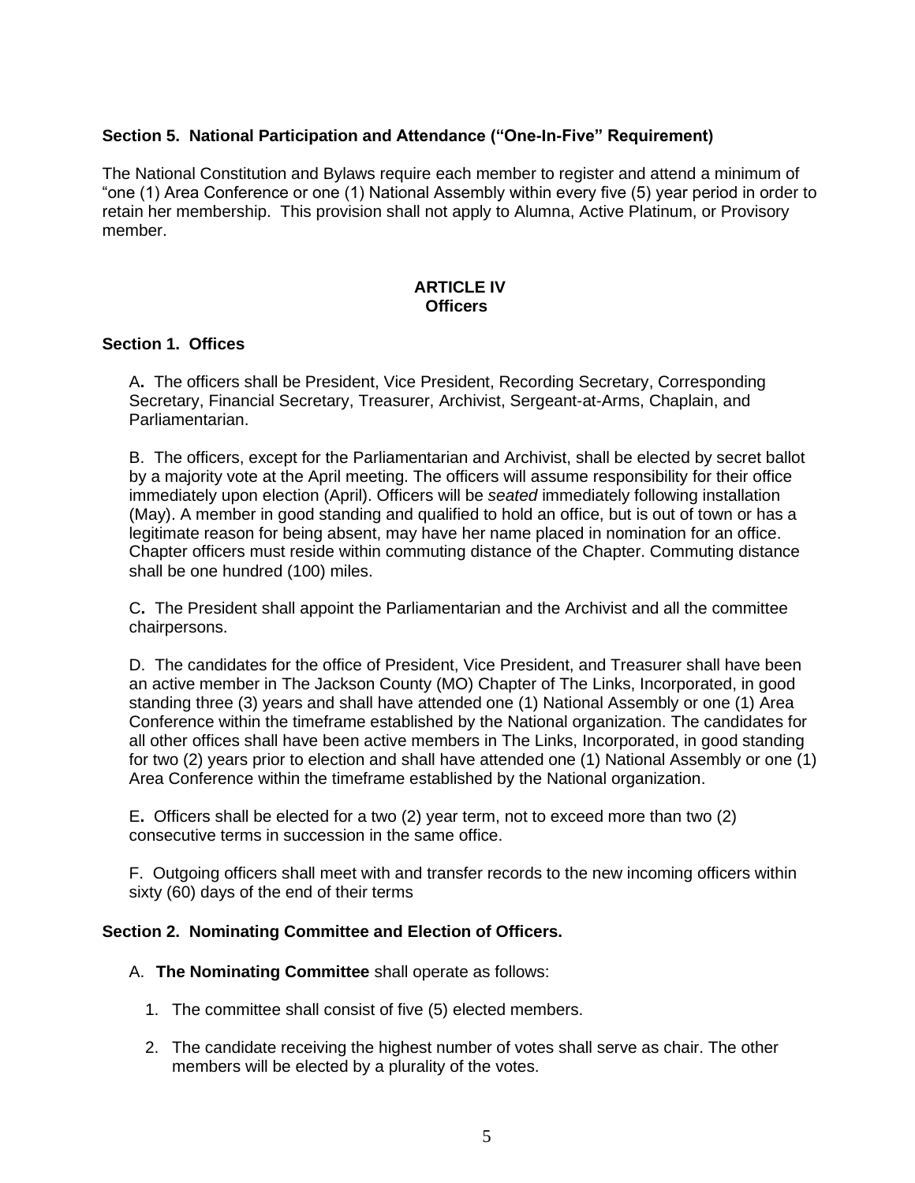**Section 5. National Participation and Attendance ("One-In-Five" Requirement)**

The National Constitution and Bylaws require each member to register and attend a minimum of "one (1) Area Conference or one (1) National Assembly within every five (5) year period in order to retain her membership. This provision shall not apply to Alumna, Active Platinum, or Provisory member.

## ARTICLE IV
## Officers

**Section 1. Offices**

A**.** The officers shall be President, Vice President, Recording Secretary, Corresponding Secretary, Financial Secretary, Treasurer, Archivist, Sergeant-at-Arms, Chaplain, and Parliamentarian.

B. The officers, except for the Parliamentarian and Archivist, shall be elected by secret ballot by a majority vote at the April meeting. The officers will assume responsibility for their office immediately upon election (April). Officers will be *seated* immediately following installation (May). A member in good standing and qualified to hold an office, but is out of town or has a legitimate reason for being absent, may have her name placed in nomination for an office. Chapter officers must reside within commuting distance of the Chapter. Commuting distance shall be one hundred (100) miles.

C**.** The President shall appoint the Parliamentarian and the Archivist and all the committee chairpersons.

D. The candidates for the office of President, Vice President, and Treasurer shall have been an active member in The Jackson County (MO) Chapter of The Links, Incorporated, in good standing three (3) years and shall have attended one (1) National Assembly or one (1) Area Conference within the timeframe established by the National organization. The candidates for all other offices shall have been active members in The Links, Incorporated, in good standing for two (2) years prior to election and shall have attended one (1) National Assembly or one (1) Area Conference within the timeframe established by the National organization.

E**.** Officers shall be elected for a two (2) year term, not to exceed more than two (2) consecutive terms in succession in the same office.

F. Outgoing officers shall meet with and transfer records to the new incoming officers within sixty (60) days of the end of their terms

**Section 2. Nominating Committee and Election of Officers.**

A. **The Nominating Committee** shall operate as follows:

1. The committee shall consist of five (5) elected members.

2. The candidate receiving the highest number of votes shall serve as chair. The other members will be elected by a plurality of the votes.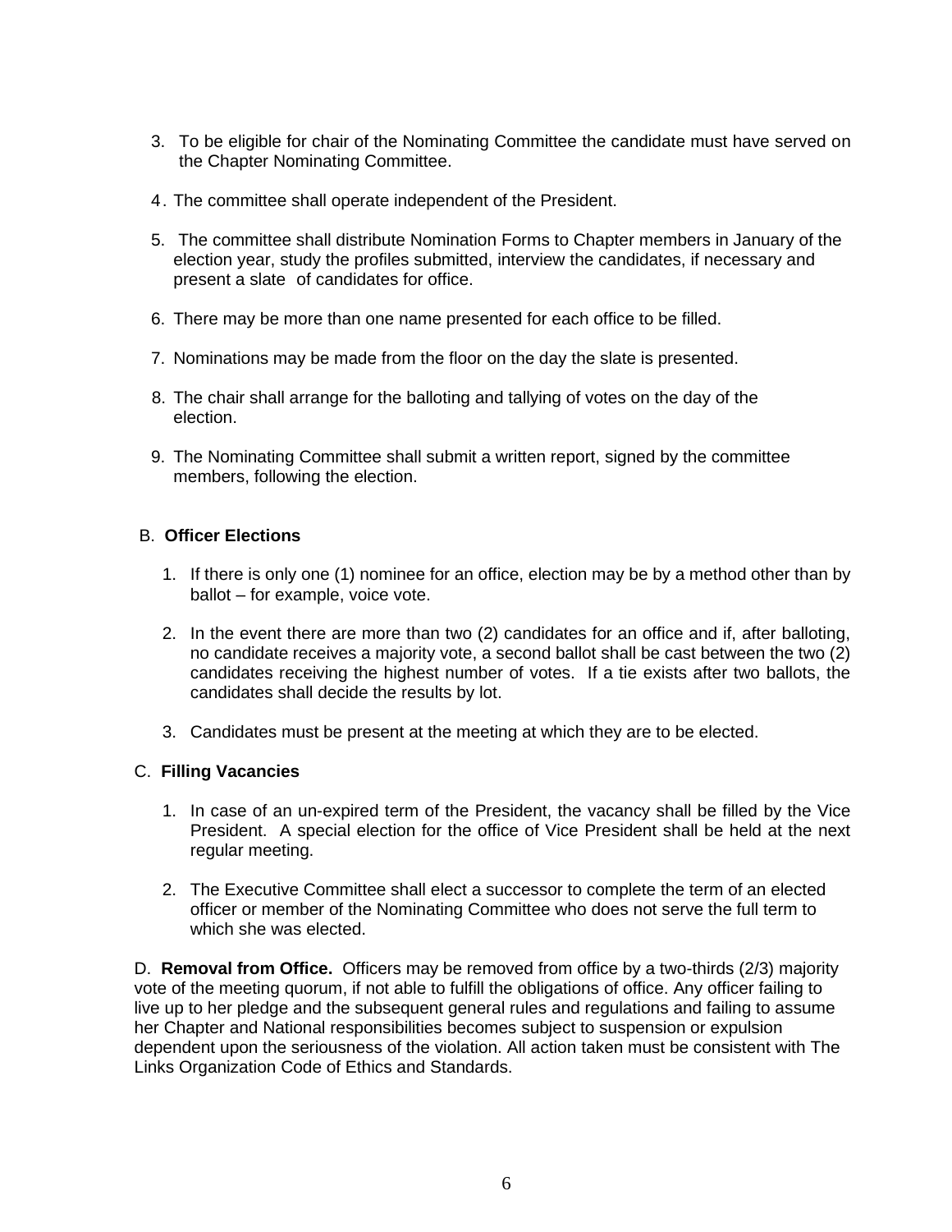3. To be eligible for chair of the Nominating Committee the candidate must have served on the Chapter Nominating Committee.

4. The committee shall operate independent of the President.

5. The committee shall distribute Nomination Forms to Chapter members in January of the election year, study the profiles submitted, interview the candidates, if necessary and present a slate of candidates for office.

6. There may be more than one name presented for each office to be filled.

7. Nominations may be made from the floor on the day the slate is presented.

8. The chair shall arrange for the balloting and tallying of votes on the day of the election.

9. The Nominating Committee shall submit a written report, signed by the committee members, following the election.

B. **Officer Elections**

1. If there is only one (1) nominee for an office, election may be by a method other than by ballot – for example, voice vote.

2. In the event there are more than two (2) candidates for an office and if, after balloting, no candidate receives a majority vote, a second ballot shall be cast between the two (2) candidates receiving the highest number of votes. If a tie exists after two ballots, the candidates shall decide the results by lot.

3. Candidates must be present at the meeting at which they are to be elected.

C. **Filling Vacancies**

1. In case of an un-expired term of the President, the vacancy shall be filled by the Vice President. A special election for the office of Vice President shall be held at the next regular meeting.

2. The Executive Committee shall elect a successor to complete the term of an elected officer or member of the Nominating Committee who does not serve the full term to which she was elected.

D. **Removal from Office.** Officers may be removed from office by a two-thirds (2/3) majority vote of the meeting quorum, if not able to fulfill the obligations of office. Any officer failing to live up to her pledge and the subsequent general rules and regulations and failing to assume her Chapter and National responsibilities becomes subject to suspension or expulsion dependent upon the seriousness of the violation. All action taken must be consistent with The Links Organization Code of Ethics and Standards.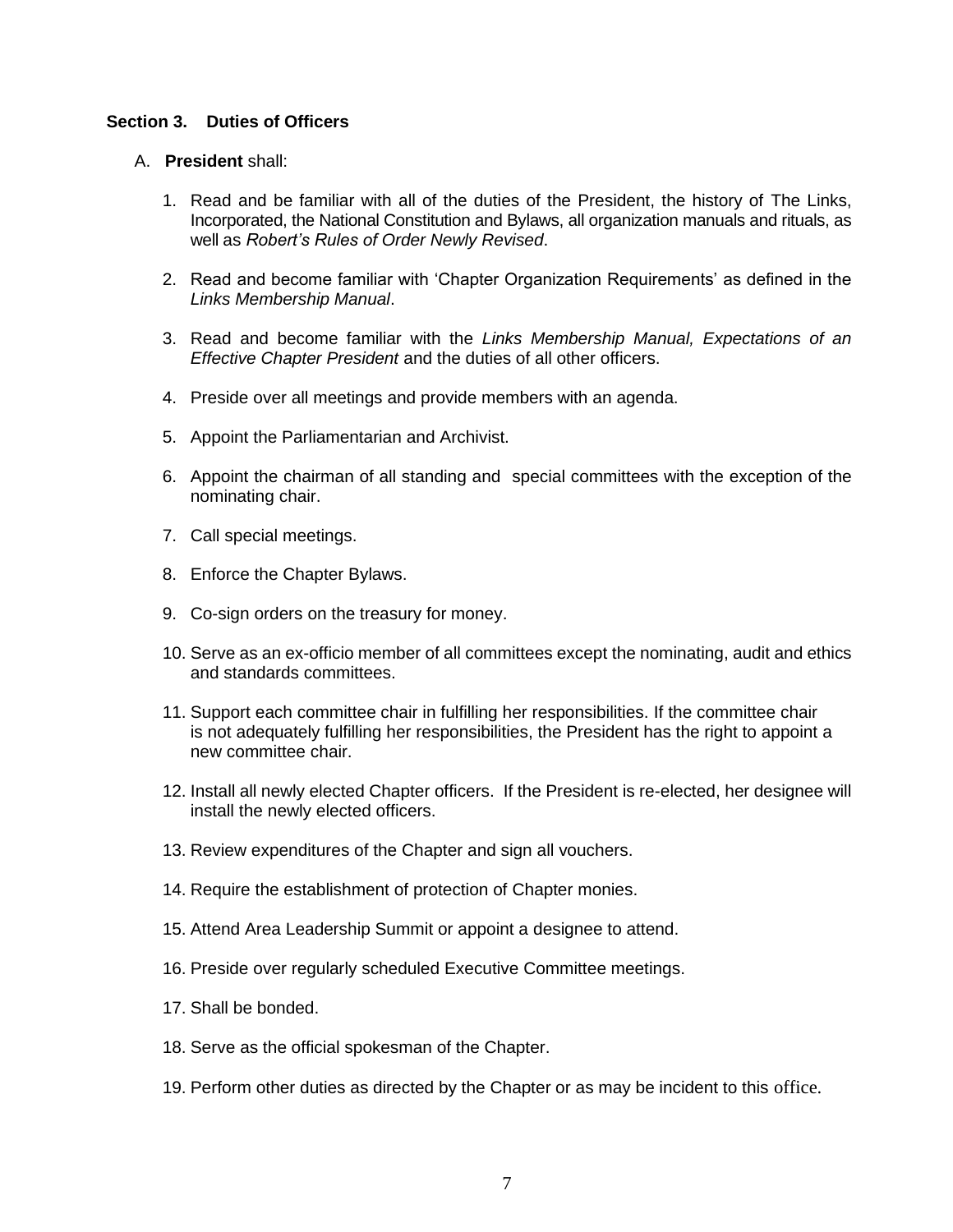### Section 3. Duties of Officers

A. **President** shall:

1. Read and be familiar with all of the duties of the President, the history of The Links, Incorporated, the National Constitution and Bylaws, all organization manuals and rituals, as well as *Robert's Rules of Order Newly Revised*.

2. Read and become familiar with 'Chapter Organization Requirements' as defined in the *Links Membership Manual*.

3. Read and become familiar with the *Links Membership Manual, Expectations of an Effective Chapter President* and the duties of all other officers.

4. Preside over all meetings and provide members with an agenda.

5. Appoint the Parliamentarian and Archivist.

6. Appoint the chairman of all standing and special committees with the exception of the nominating chair.

7. Call special meetings.

8. Enforce the Chapter Bylaws.

9. Co-sign orders on the treasury for money.

10. Serve as an ex-officio member of all committees except the nominating, audit and ethics and standards committees.

11. Support each committee chair in fulfilling her responsibilities. If the committee chair is not adequately fulfilling her responsibilities, the President has the right to appoint a new committee chair.

12. Install all newly elected Chapter officers. If the President is re-elected, her designee will install the newly elected officers.

13. Review expenditures of the Chapter and sign all vouchers.

14. Require the establishment of protection of Chapter monies.

15. Attend Area Leadership Summit or appoint a designee to attend.

16. Preside over regularly scheduled Executive Committee meetings.

17. Shall be bonded.

18. Serve as the official spokesman of the Chapter.

19. Perform other duties as directed by the Chapter or as may be incident to this office.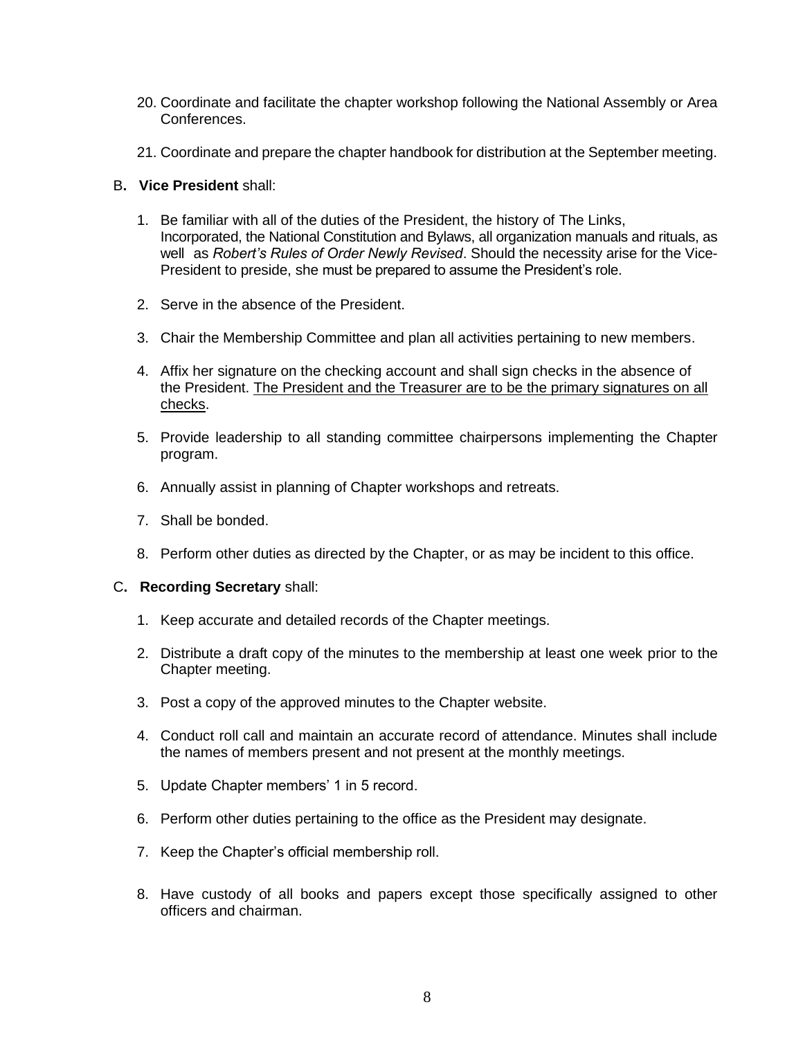20. Coordinate and facilitate the chapter workshop following the National Assembly or Area Conferences.

21. Coordinate and prepare the chapter handbook for distribution at the September meeting.

B**. Vice President** shall:

1. Be familiar with all of the duties of the President, the history of The Links, Incorporated, the National Constitution and Bylaws, all organization manuals and rituals, as well as *Robert's Rules of Order Newly Revised*. Should the necessity arise for the Vice-President to preside, she must be prepared to assume the President's role.

2. Serve in the absence of the President.

3. Chair the Membership Committee and plan all activities pertaining to new members.

4. Affix her signature on the checking account and shall sign checks in the absence of the President. <u>The President and the Treasurer are to be the primary signatures on all checks</u>.

5. Provide leadership to all standing committee chairpersons implementing the Chapter program.

6. Annually assist in planning of Chapter workshops and retreats.

7. Shall be bonded.

8. Perform other duties as directed by the Chapter, or as may be incident to this office.

C**. Recording Secretary** shall:

1. Keep accurate and detailed records of the Chapter meetings.

2. Distribute a draft copy of the minutes to the membership at least one week prior to the Chapter meeting.

3. Post a copy of the approved minutes to the Chapter website.

4. Conduct roll call and maintain an accurate record of attendance. Minutes shall include the names of members present and not present at the monthly meetings.

5. Update Chapter members' 1 in 5 record.

6. Perform other duties pertaining to the office as the President may designate.

7. Keep the Chapter's official membership roll.

8. Have custody of all books and papers except those specifically assigned to other officers and chairman.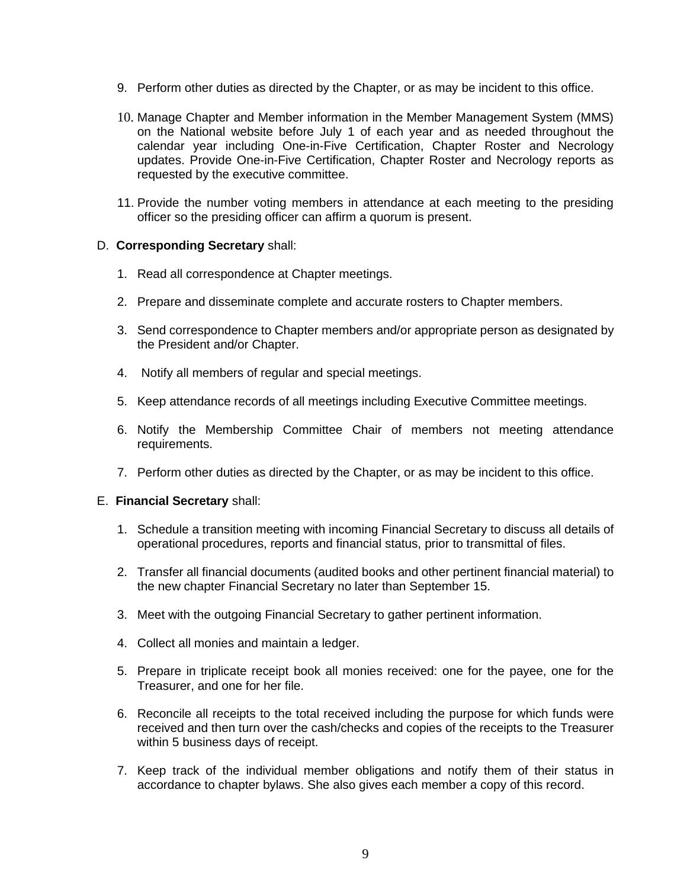9. Perform other duties as directed by the Chapter, or as may be incident to this office.

10. Manage Chapter and Member information in the Member Management System (MMS) on the National website before July 1 of each year and as needed throughout the calendar year including One-in-Five Certification, Chapter Roster and Necrology updates. Provide One-in-Five Certification, Chapter Roster and Necrology reports as requested by the executive committee.

11. Provide the number voting members in attendance at each meeting to the presiding officer so the presiding officer can affirm a quorum is present.

D. **Corresponding Secretary** shall:

1. Read all correspondence at Chapter meetings.

2. Prepare and disseminate complete and accurate rosters to Chapter members.

3. Send correspondence to Chapter members and/or appropriate person as designated by the President and/or Chapter.

4. Notify all members of regular and special meetings.

5. Keep attendance records of all meetings including Executive Committee meetings.

6. Notify the Membership Committee Chair of members not meeting attendance requirements.

7. Perform other duties as directed by the Chapter, or as may be incident to this office.

E. **Financial Secretary** shall:

1. Schedule a transition meeting with incoming Financial Secretary to discuss all details of operational procedures, reports and financial status, prior to transmittal of files.

2. Transfer all financial documents (audited books and other pertinent financial material) to the new chapter Financial Secretary no later than September 15.

3. Meet with the outgoing Financial Secretary to gather pertinent information.

4. Collect all monies and maintain a ledger.

5. Prepare in triplicate receipt book all monies received: one for the payee, one for the Treasurer, and one for her file.

6. Reconcile all receipts to the total received including the purpose for which funds were received and then turn over the cash/checks and copies of the receipts to the Treasurer within 5 business days of receipt.

7. Keep track of the individual member obligations and notify them of their status in accordance to chapter bylaws. She also gives each member a copy of this record.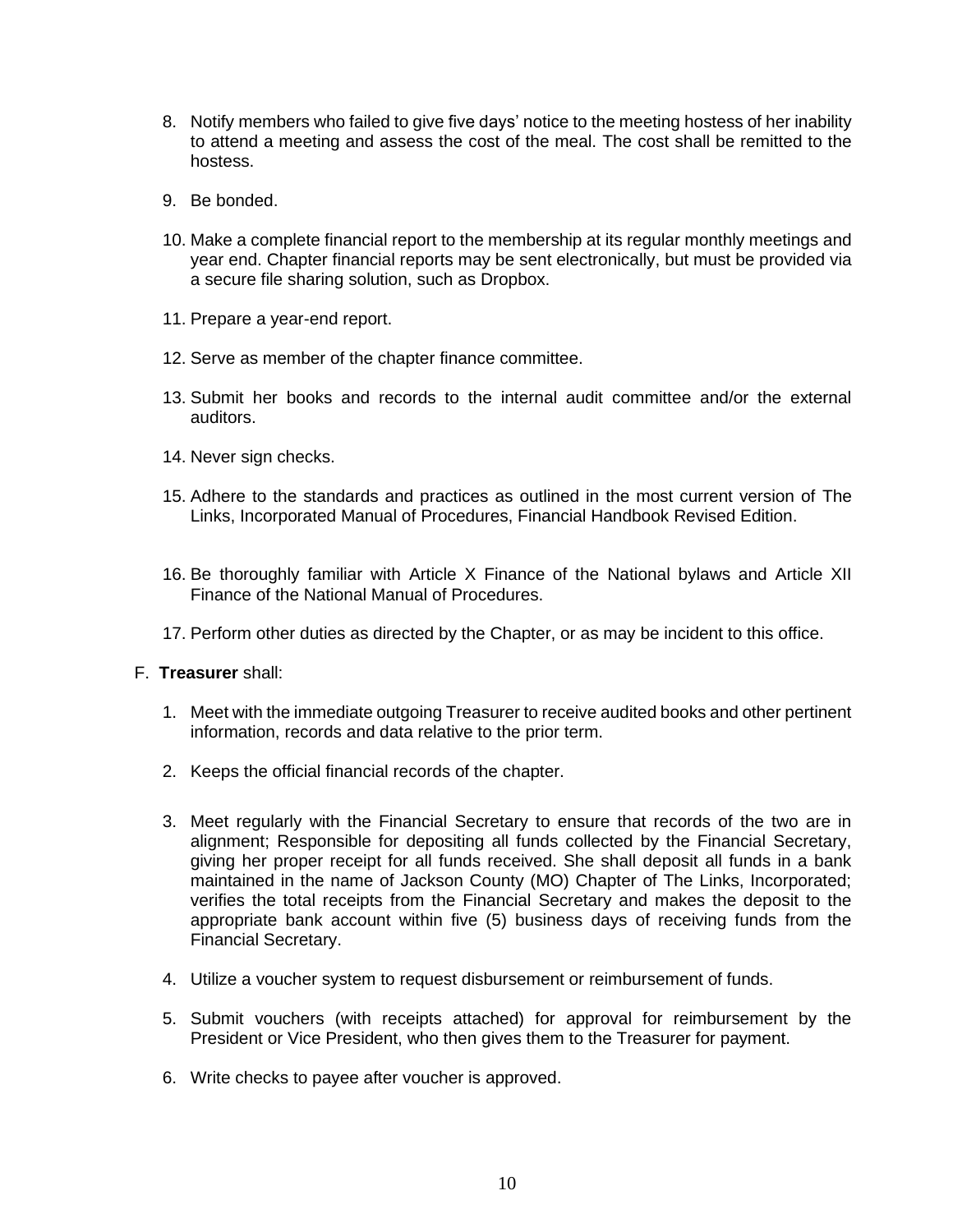8. Notify members who failed to give five days' notice to the meeting hostess of her inability to attend a meeting and assess the cost of the meal. The cost shall be remitted to the hostess.

9. Be bonded.

10. Make a complete financial report to the membership at its regular monthly meetings and year end. Chapter financial reports may be sent electronically, but must be provided via a secure file sharing solution, such as Dropbox.

11. Prepare a year-end report.

12. Serve as member of the chapter finance committee.

13. Submit her books and records to the internal audit committee and/or the external auditors.

14. Never sign checks.

15. Adhere to the standards and practices as outlined in the most current version of The Links, Incorporated Manual of Procedures, Financial Handbook Revised Edition.

16. Be thoroughly familiar with Article X Finance of the National bylaws and Article XII Finance of the National Manual of Procedures.

17. Perform other duties as directed by the Chapter, or as may be incident to this office.

F. **Treasurer** shall:

1. Meet with the immediate outgoing Treasurer to receive audited books and other pertinent information, records and data relative to the prior term.

2. Keeps the official financial records of the chapter.

3. Meet regularly with the Financial Secretary to ensure that records of the two are in alignment; Responsible for depositing all funds collected by the Financial Secretary, giving her proper receipt for all funds received. She shall deposit all funds in a bank maintained in the name of Jackson County (MO) Chapter of The Links, Incorporated; verifies the total receipts from the Financial Secretary and makes the deposit to the appropriate bank account within five (5) business days of receiving funds from the Financial Secretary.

4. Utilize a voucher system to request disbursement or reimbursement of funds.

5. Submit vouchers (with receipts attached) for approval for reimbursement by the President or Vice President, who then gives them to the Treasurer for payment.

6. Write checks to payee after voucher is approved.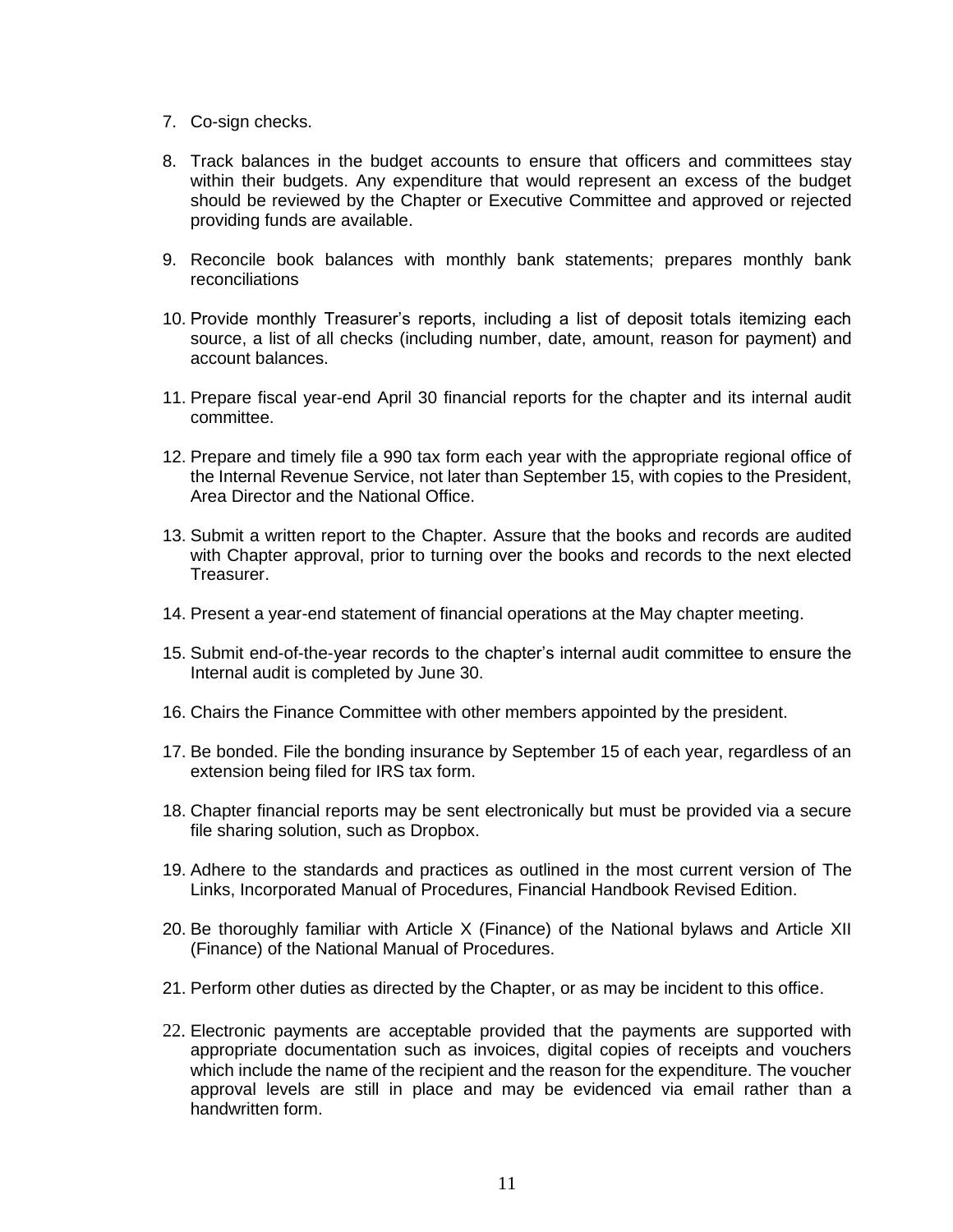7. Co-sign checks.

8. Track balances in the budget accounts to ensure that officers and committees stay within their budgets. Any expenditure that would represent an excess of the budget should be reviewed by the Chapter or Executive Committee and approved or rejected providing funds are available.

9. Reconcile book balances with monthly bank statements; prepares monthly bank reconciliations

10. Provide monthly Treasurer's reports, including a list of deposit totals itemizing each source, a list of all checks (including number, date, amount, reason for payment) and account balances.

11. Prepare fiscal year-end April 30 financial reports for the chapter and its internal audit committee.

12. Prepare and timely file a 990 tax form each year with the appropriate regional office of the Internal Revenue Service, not later than September 15, with copies to the President, Area Director and the National Office.

13. Submit a written report to the Chapter. Assure that the books and records are audited with Chapter approval, prior to turning over the books and records to the next elected Treasurer.

14. Present a year-end statement of financial operations at the May chapter meeting.

15. Submit end-of-the-year records to the chapter's internal audit committee to ensure the Internal audit is completed by June 30.

16. Chairs the Finance Committee with other members appointed by the president.

17. Be bonded. File the bonding insurance by September 15 of each year, regardless of an extension being filed for IRS tax form.

18. Chapter financial reports may be sent electronically but must be provided via a secure file sharing solution, such as Dropbox.

19. Adhere to the standards and practices as outlined in the most current version of The Links, Incorporated Manual of Procedures, Financial Handbook Revised Edition.

20. Be thoroughly familiar with Article X (Finance) of the National bylaws and Article XII (Finance) of the National Manual of Procedures.

21. Perform other duties as directed by the Chapter, or as may be incident to this office.

22. Electronic payments are acceptable provided that the payments are supported with appropriate documentation such as invoices, digital copies of receipts and vouchers which include the name of the recipient and the reason for the expenditure. The voucher approval levels are still in place and may be evidenced via email rather than a handwritten form.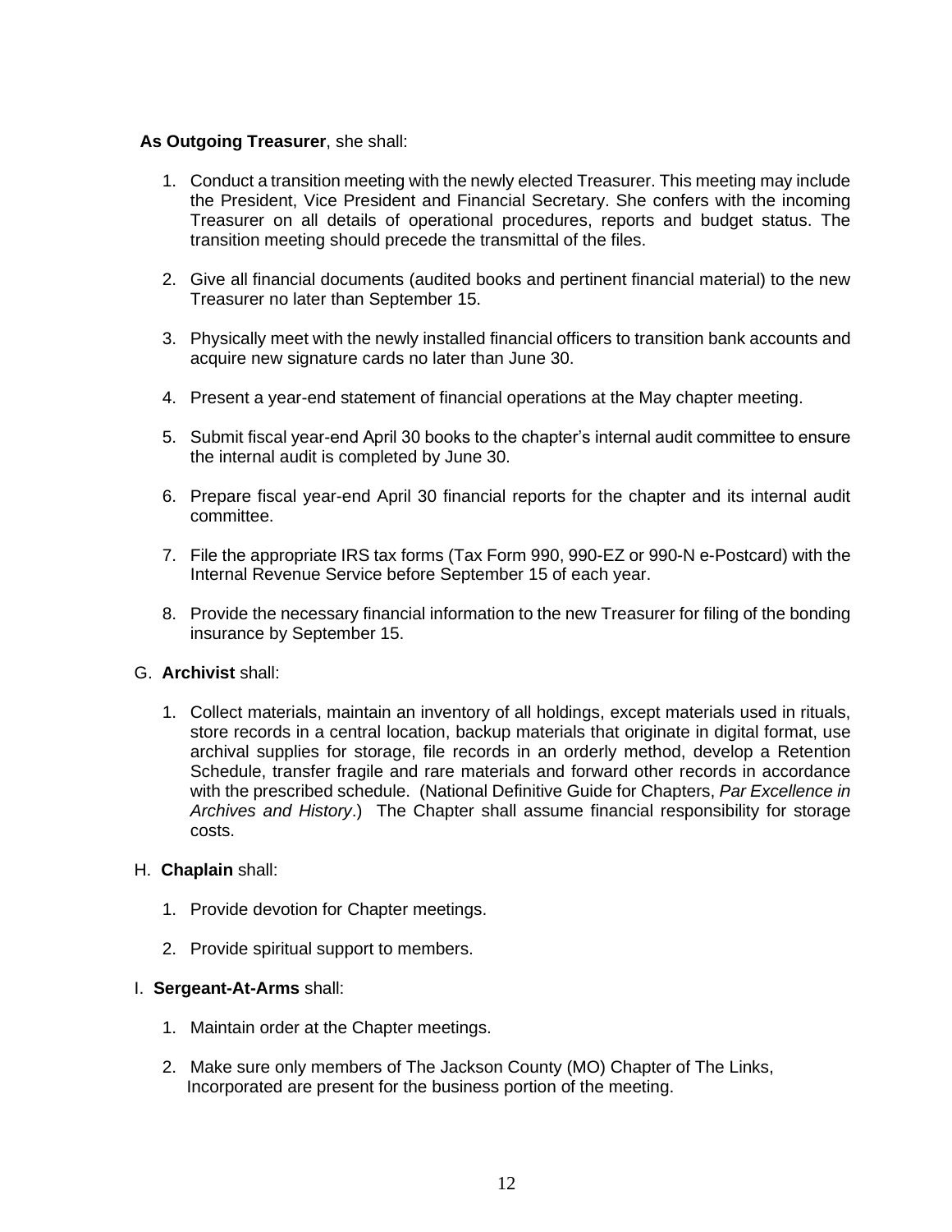**As Outgoing Treasurer**, she shall:

1. Conduct a transition meeting with the newly elected Treasurer. This meeting may include the President, Vice President and Financial Secretary. She confers with the incoming Treasurer on all details of operational procedures, reports and budget status. The transition meeting should precede the transmittal of the files.

2. Give all financial documents (audited books and pertinent financial material) to the new Treasurer no later than September 15.

3. Physically meet with the newly installed financial officers to transition bank accounts and acquire new signature cards no later than June 30.

4. Present a year-end statement of financial operations at the May chapter meeting.

5. Submit fiscal year-end April 30 books to the chapter's internal audit committee to ensure the internal audit is completed by June 30.

6. Prepare fiscal year-end April 30 financial reports for the chapter and its internal audit committee.

7. File the appropriate IRS tax forms (Tax Form 990, 990-EZ or 990-N e-Postcard) with the Internal Revenue Service before September 15 of each year.

8. Provide the necessary financial information to the new Treasurer for filing of the bonding insurance by September 15.

G. **Archivist** shall:

1. Collect materials, maintain an inventory of all holdings, except materials used in rituals, store records in a central location, backup materials that originate in digital format, use archival supplies for storage, file records in an orderly method, develop a Retention Schedule, transfer fragile and rare materials and forward other records in accordance with the prescribed schedule. (National Definitive Guide for Chapters, *Par Excellence in Archives and History*.) The Chapter shall assume financial responsibility for storage costs.

H. **Chaplain** shall:

1. Provide devotion for Chapter meetings.

2. Provide spiritual support to members.

I. **Sergeant-At-Arms** shall:

1. Maintain order at the Chapter meetings.

2. Make sure only members of The Jackson County (MO) Chapter of The Links, Incorporated are present for the business portion of the meeting.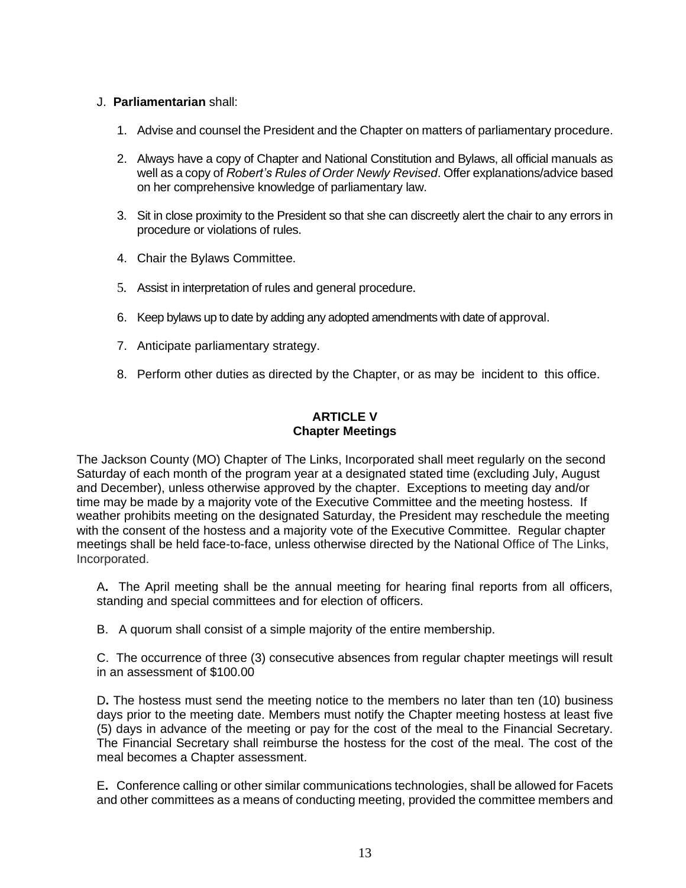J. **Parliamentarian** shall:

1. Advise and counsel the President and the Chapter on matters of parliamentary procedure.
2. Always have a copy of Chapter and National Constitution and Bylaws, all official manuals as well as a copy of *Robert's Rules of Order Newly Revised*. Offer explanations/advice based on her comprehensive knowledge of parliamentary law.
3. Sit in close proximity to the President so that she can discreetly alert the chair to any errors in procedure or violations of rules.
4. Chair the Bylaws Committee.
5. Assist in interpretation of rules and general procedure.
6. Keep bylaws up to date by adding any adopted amendments with date of approval.
7. Anticipate parliamentary strategy.
8. Perform other duties as directed by the Chapter, or as may be incident to this office.

## ARTICLE V
## Chapter Meetings

The Jackson County (MO) Chapter of The Links, Incorporated shall meet regularly on the second Saturday of each month of the program year at a designated stated time (excluding July, August and December), unless otherwise approved by the chapter. Exceptions to meeting day and/or time may be made by a majority vote of the Executive Committee and the meeting hostess. If weather prohibits meeting on the designated Saturday, the President may reschedule the meeting with the consent of the hostess and a majority vote of the Executive Committee. Regular chapter meetings shall be held face-to-face, unless otherwise directed by the National Office of The Links, Incorporated.

A. The April meeting shall be the annual meeting for hearing final reports from all officers, standing and special committees and for election of officers.

B. A quorum shall consist of a simple majority of the entire membership.

C. The occurrence of three (3) consecutive absences from regular chapter meetings will result in an assessment of $100.00

D. The hostess must send the meeting notice to the members no later than ten (10) business days prior to the meeting date. Members must notify the Chapter meeting hostess at least five (5) days in advance of the meeting or pay for the cost of the meal to the Financial Secretary. The Financial Secretary shall reimburse the hostess for the cost of the meal. The cost of the meal becomes a Chapter assessment.

E. Conference calling or other similar communications technologies, shall be allowed for Facets and other committees as a means of conducting meeting, provided the committee members and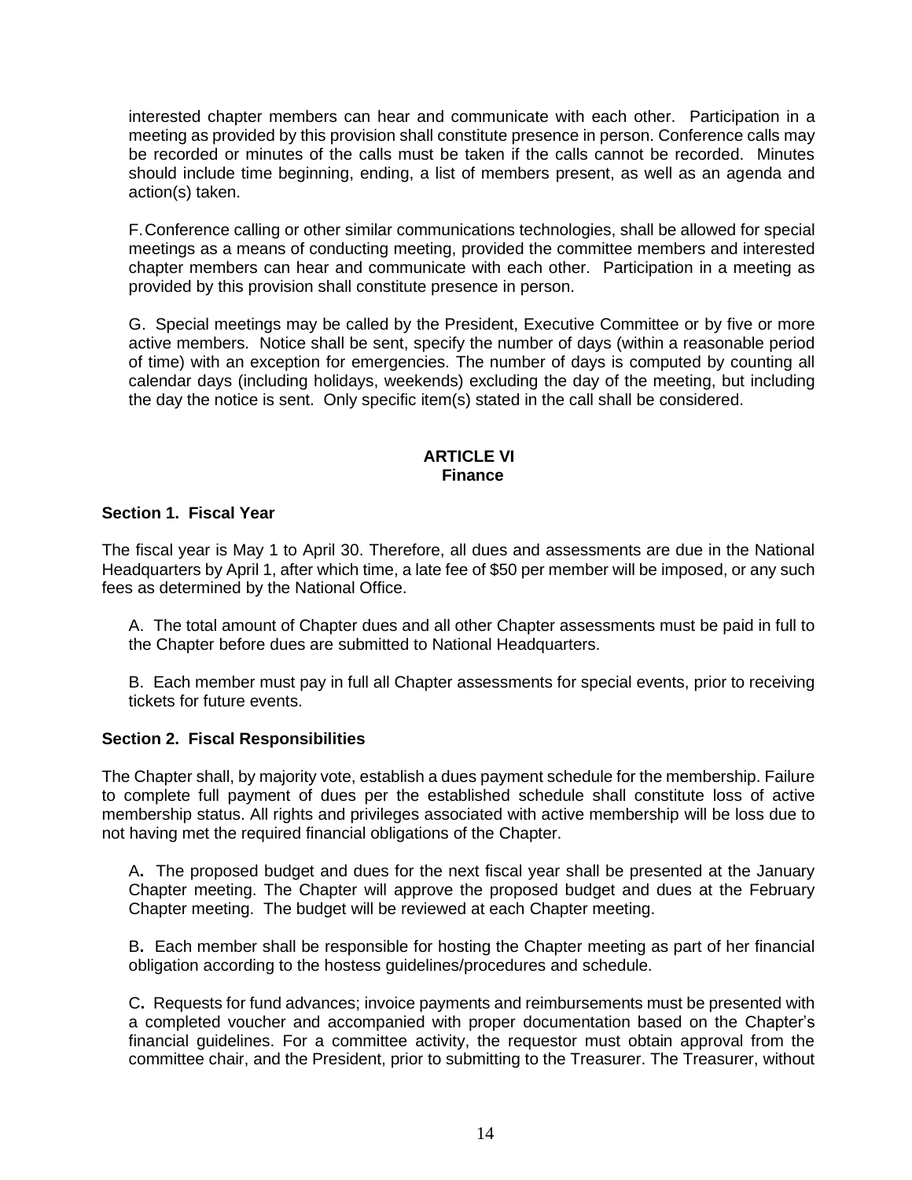interested chapter members can hear and communicate with each other. Participation in a meeting as provided by this provision shall constitute presence in person. Conference calls may be recorded or minutes of the calls must be taken if the calls cannot be recorded. Minutes should include time beginning, ending, a list of members present, as well as an agenda and action(s) taken.

F. Conference calling or other similar communications technologies, shall be allowed for special meetings as a means of conducting meeting, provided the committee members and interested chapter members can hear and communicate with each other. Participation in a meeting as provided by this provision shall constitute presence in person.

G. Special meetings may be called by the President, Executive Committee or by five or more active members. Notice shall be sent, specify the number of days (within a reasonable period of time) with an exception for emergencies. The number of days is computed by counting all calendar days (including holidays, weekends) excluding the day of the meeting, but including the day the notice is sent. Only specific item(s) stated in the call shall be considered.

## ARTICLE VI
## Finance

### Section 1. Fiscal Year

The fiscal year is May 1 to April 30. Therefore, all dues and assessments are due in the National Headquarters by April 1, after which time, a late fee of $50 per member will be imposed, or any such fees as determined by the National Office.

A. The total amount of Chapter dues and all other Chapter assessments must be paid in full to the Chapter before dues are submitted to National Headquarters.

B. Each member must pay in full all Chapter assessments for special events, prior to receiving tickets for future events.

### Section 2. Fiscal Responsibilities

The Chapter shall, by majority vote, establish a dues payment schedule for the membership. Failure to complete full payment of dues per the established schedule shall constitute loss of active membership status. All rights and privileges associated with active membership will be loss due to not having met the required financial obligations of the Chapter.

**A.** The proposed budget and dues for the next fiscal year shall be presented at the January Chapter meeting. The Chapter will approve the proposed budget and dues at the February Chapter meeting. The budget will be reviewed at each Chapter meeting.

**B.** Each member shall be responsible for hosting the Chapter meeting as part of her financial obligation according to the hostess guidelines/procedures and schedule.

**C.** Requests for fund advances; invoice payments and reimbursements must be presented with a completed voucher and accompanied with proper documentation based on the Chapter's financial guidelines. For a committee activity, the requestor must obtain approval from the committee chair, and the President, prior to submitting to the Treasurer. The Treasurer, without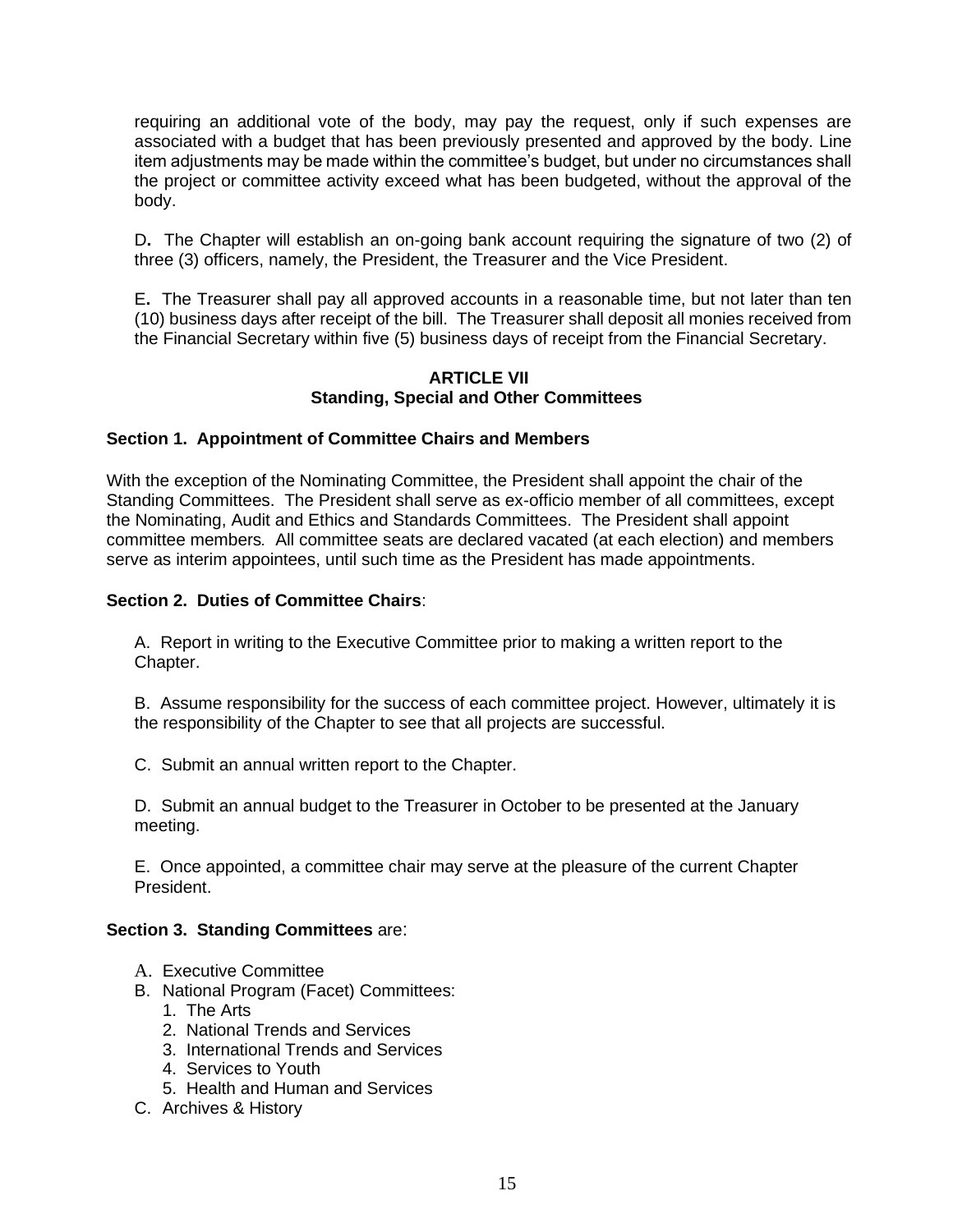requiring an additional vote of the body, may pay the request, only if such expenses are associated with a budget that has been previously presented and approved by the body. Line item adjustments may be made within the committee's budget, but under no circumstances shall the project or committee activity exceed what has been budgeted, without the approval of the body.

D**.** The Chapter will establish an on-going bank account requiring the signature of two (2) of three (3) officers, namely, the President, the Treasurer and the Vice President.

E**.** The Treasurer shall pay all approved accounts in a reasonable time, but not later than ten (10) business days after receipt of the bill. The Treasurer shall deposit all monies received from the Financial Secretary within five (5) business days of receipt from the Financial Secretary.

## ARTICLE VII
## Standing, Special and Other Committees

**Section 1. Appointment of Committee Chairs and Members**

With the exception of the Nominating Committee, the President shall appoint the chair of the Standing Committees. The President shall serve as ex-officio member of all committees, except the Nominating, Audit and Ethics and Standards Committees. The President shall appoint committee members. All committee seats are declared vacated (at each election) and members serve as interim appointees, until such time as the President has made appointments.

**Section 2. Duties of Committee Chairs**:

A. Report in writing to the Executive Committee prior to making a written report to the Chapter.

B. Assume responsibility for the success of each committee project. However, ultimately it is the responsibility of the Chapter to see that all projects are successful.

C. Submit an annual written report to the Chapter.

D. Submit an annual budget to the Treasurer in October to be presented at the January meeting.

E. Once appointed, a committee chair may serve at the pleasure of the current Chapter President.

**Section 3. Standing Committees** are:

A. Executive Committee
B. National Program (Facet) Committees:
   1. The Arts
   2. National Trends and Services
   3. International Trends and Services
   4. Services to Youth
   5. Health and Human and Services
C. Archives & History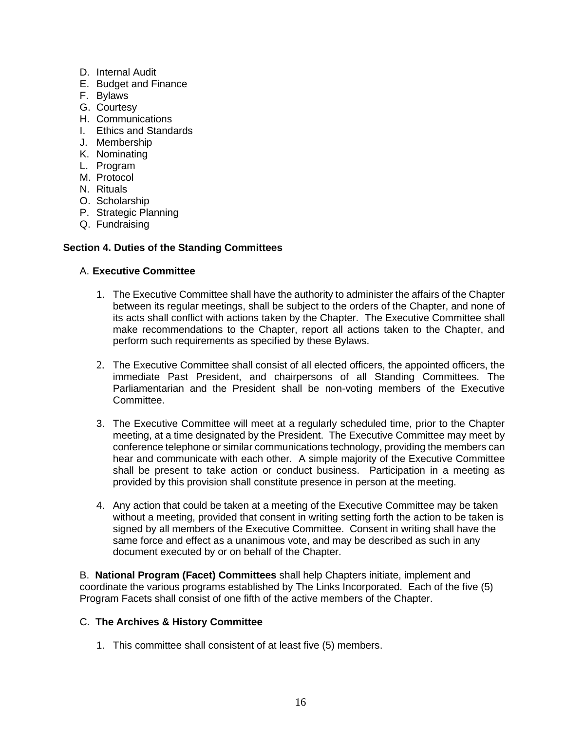D. Internal Audit
E. Budget and Finance
F. Bylaws
G. Courtesy
H. Communications
I. Ethics and Standards
J. Membership
K. Nominating
L. Program
M. Protocol
N. Rituals
O. Scholarship
P. Strategic Planning
Q. Fundraising

**Section 4. Duties of the Standing Committees**

A. **Executive Committee**

1. The Executive Committee shall have the authority to administer the affairs of the Chapter between its regular meetings, shall be subject to the orders of the Chapter, and none of its acts shall conflict with actions taken by the Chapter. The Executive Committee shall make recommendations to the Chapter, report all actions taken to the Chapter, and perform such requirements as specified by these Bylaws.

2. The Executive Committee shall consist of all elected officers, the appointed officers, the immediate Past President, and chairpersons of all Standing Committees. The Parliamentarian and the President shall be non-voting members of the Executive Committee.

3. The Executive Committee will meet at a regularly scheduled time, prior to the Chapter meeting, at a time designated by the President. The Executive Committee may meet by conference telephone or similar communications technology, providing the members can hear and communicate with each other. A simple majority of the Executive Committee shall be present to take action or conduct business. Participation in a meeting as provided by this provision shall constitute presence in person at the meeting.

4. Any action that could be taken at a meeting of the Executive Committee may be taken without a meeting, provided that consent in writing setting forth the action to be taken is signed by all members of the Executive Committee. Consent in writing shall have the same force and effect as a unanimous vote, and may be described as such in any document executed by or on behalf of the Chapter.

B. **National Program (Facet) Committees** shall help Chapters initiate, implement and coordinate the various programs established by The Links Incorporated. Each of the five (5) Program Facets shall consist of one fifth of the active members of the Chapter.

C. **The Archives & History Committee**

1. This committee shall consistent of at least five (5) members.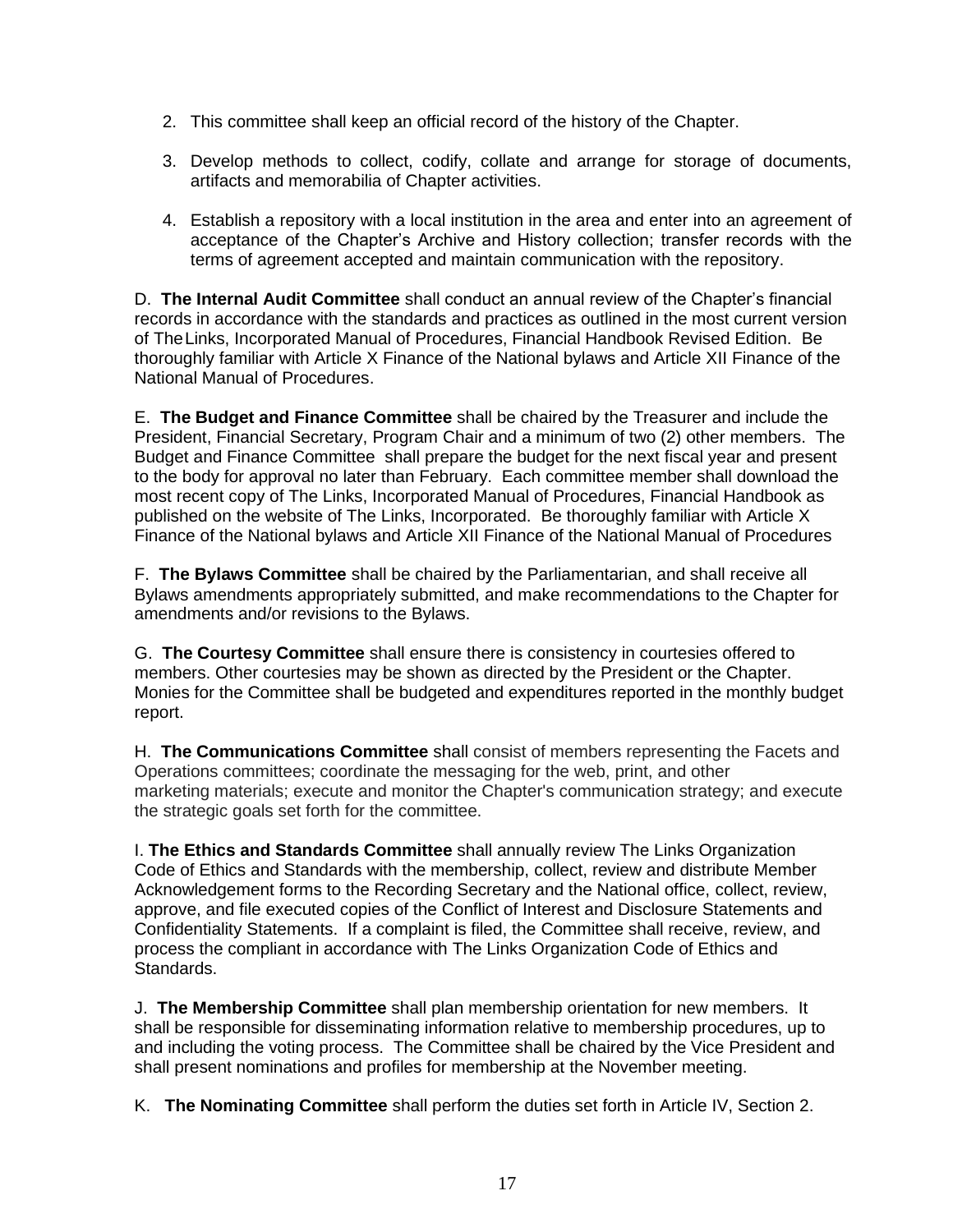2. This committee shall keep an official record of the history of the Chapter.

3. Develop methods to collect, codify, collate and arrange for storage of documents, artifacts and memorabilia of Chapter activities.

4. Establish a repository with a local institution in the area and enter into an agreement of acceptance of the Chapter's Archive and History collection; transfer records with the terms of agreement accepted and maintain communication with the repository.

D. **The Internal Audit Committee** shall conduct an annual review of the Chapter's financial records in accordance with the standards and practices as outlined in the most current version of The Links, Incorporated Manual of Procedures, Financial Handbook Revised Edition. Be thoroughly familiar with Article X Finance of the National bylaws and Article XII Finance of the National Manual of Procedures.

E. **The Budget and Finance Committee** shall be chaired by the Treasurer and include the President, Financial Secretary, Program Chair and a minimum of two (2) other members. The Budget and Finance Committee shall prepare the budget for the next fiscal year and present to the body for approval no later than February. Each committee member shall download the most recent copy of The Links, Incorporated Manual of Procedures, Financial Handbook as published on the website of The Links, Incorporated. Be thoroughly familiar with Article X Finance of the National bylaws and Article XII Finance of the National Manual of Procedures

F. **The Bylaws Committee** shall be chaired by the Parliamentarian, and shall receive all Bylaws amendments appropriately submitted, and make recommendations to the Chapter for amendments and/or revisions to the Bylaws.

G. **The Courtesy Committee** shall ensure there is consistency in courtesies offered to members. Other courtesies may be shown as directed by the President or the Chapter. Monies for the Committee shall be budgeted and expenditures reported in the monthly budget report.

H. **The Communications Committee** shall consist of members representing the Facets and Operations committees; coordinate the messaging for the web, print, and other marketing materials; execute and monitor the Chapter's communication strategy; and execute the strategic goals set forth for the committee.

I. **The Ethics and Standards Committee** shall annually review The Links Organization Code of Ethics and Standards with the membership, collect, review and distribute Member Acknowledgement forms to the Recording Secretary and the National office, collect, review, approve, and file executed copies of the Conflict of Interest and Disclosure Statements and Confidentiality Statements. If a complaint is filed, the Committee shall receive, review, and process the compliant in accordance with The Links Organization Code of Ethics and Standards.

J. **The Membership Committee** shall plan membership orientation for new members. It shall be responsible for disseminating information relative to membership procedures, up to and including the voting process. The Committee shall be chaired by the Vice President and shall present nominations and profiles for membership at the November meeting.

K. **The Nominating Committee** shall perform the duties set forth in Article IV, Section 2.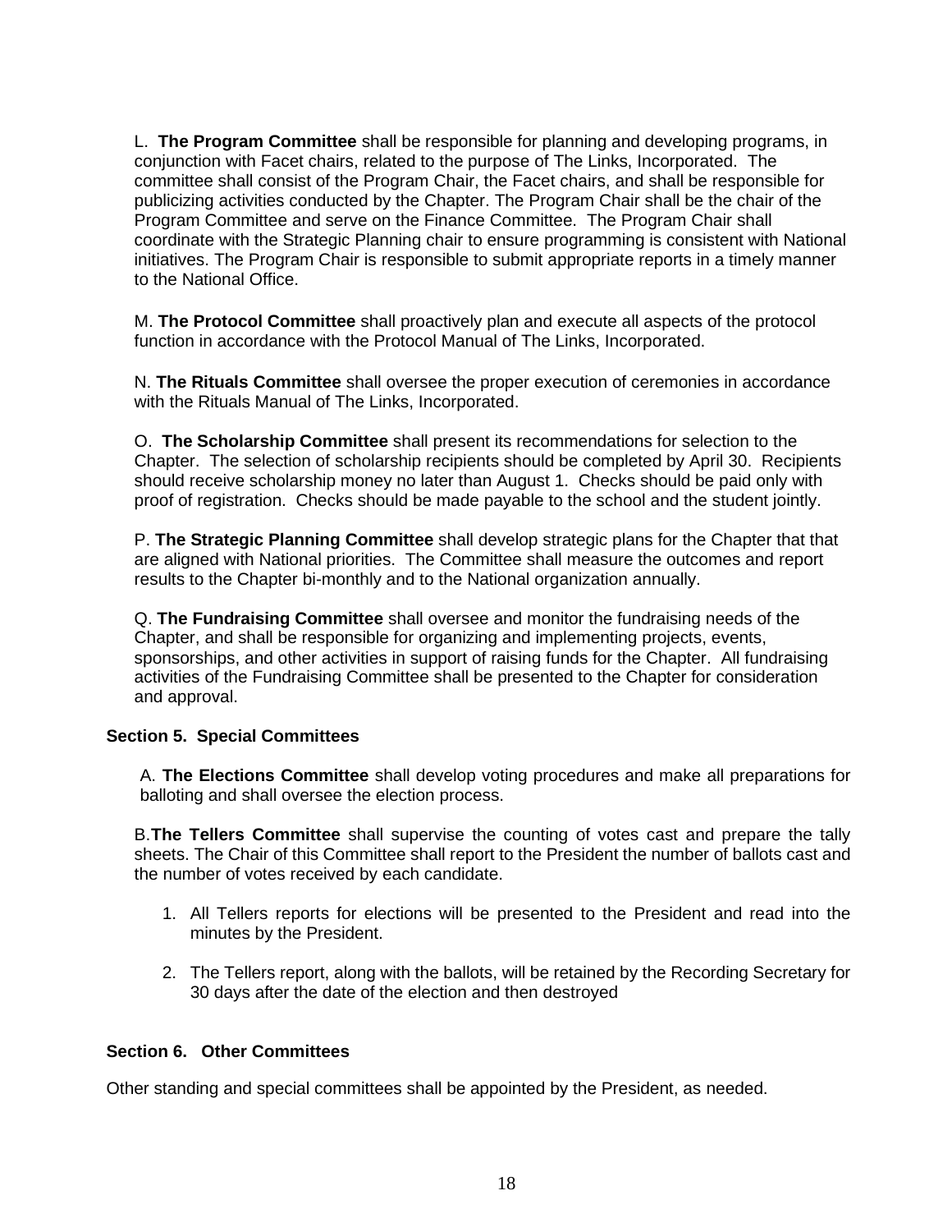L. **The Program Committee** shall be responsible for planning and developing programs, in conjunction with Facet chairs, related to the purpose of The Links, Incorporated. The committee shall consist of the Program Chair, the Facet chairs, and shall be responsible for publicizing activities conducted by the Chapter. The Program Chair shall be the chair of the Program Committee and serve on the Finance Committee. The Program Chair shall coordinate with the Strategic Planning chair to ensure programming is consistent with National initiatives. The Program Chair is responsible to submit appropriate reports in a timely manner to the National Office.

M. **The Protocol Committee** shall proactively plan and execute all aspects of the protocol function in accordance with the Protocol Manual of The Links, Incorporated.

N. **The Rituals Committee** shall oversee the proper execution of ceremonies in accordance with the Rituals Manual of The Links, Incorporated.

O. **The Scholarship Committee** shall present its recommendations for selection to the Chapter. The selection of scholarship recipients should be completed by April 30. Recipients should receive scholarship money no later than August 1. Checks should be paid only with proof of registration. Checks should be made payable to the school and the student jointly.

P. **The Strategic Planning Committee** shall develop strategic plans for the Chapter that that are aligned with National priorities. The Committee shall measure the outcomes and report results to the Chapter bi-monthly and to the National organization annually.

Q. **The Fundraising Committee** shall oversee and monitor the fundraising needs of the Chapter, and shall be responsible for organizing and implementing projects, events, sponsorships, and other activities in support of raising funds for the Chapter. All fundraising activities of the Fundraising Committee shall be presented to the Chapter for consideration and approval.

**Section 5. Special Committees**

A. **The Elections Committee** shall develop voting procedures and make all preparations for balloting and shall oversee the election process.

B. **The Tellers Committee** shall supervise the counting of votes cast and prepare the tally sheets. The Chair of this Committee shall report to the President the number of ballots cast and the number of votes received by each candidate.

1. All Tellers reports for elections will be presented to the President and read into the minutes by the President.
2. The Tellers report, along with the ballots, will be retained by the Recording Secretary for 30 days after the date of the election and then destroyed

**Section 6. Other Committees**

Other standing and special committees shall be appointed by the President, as needed.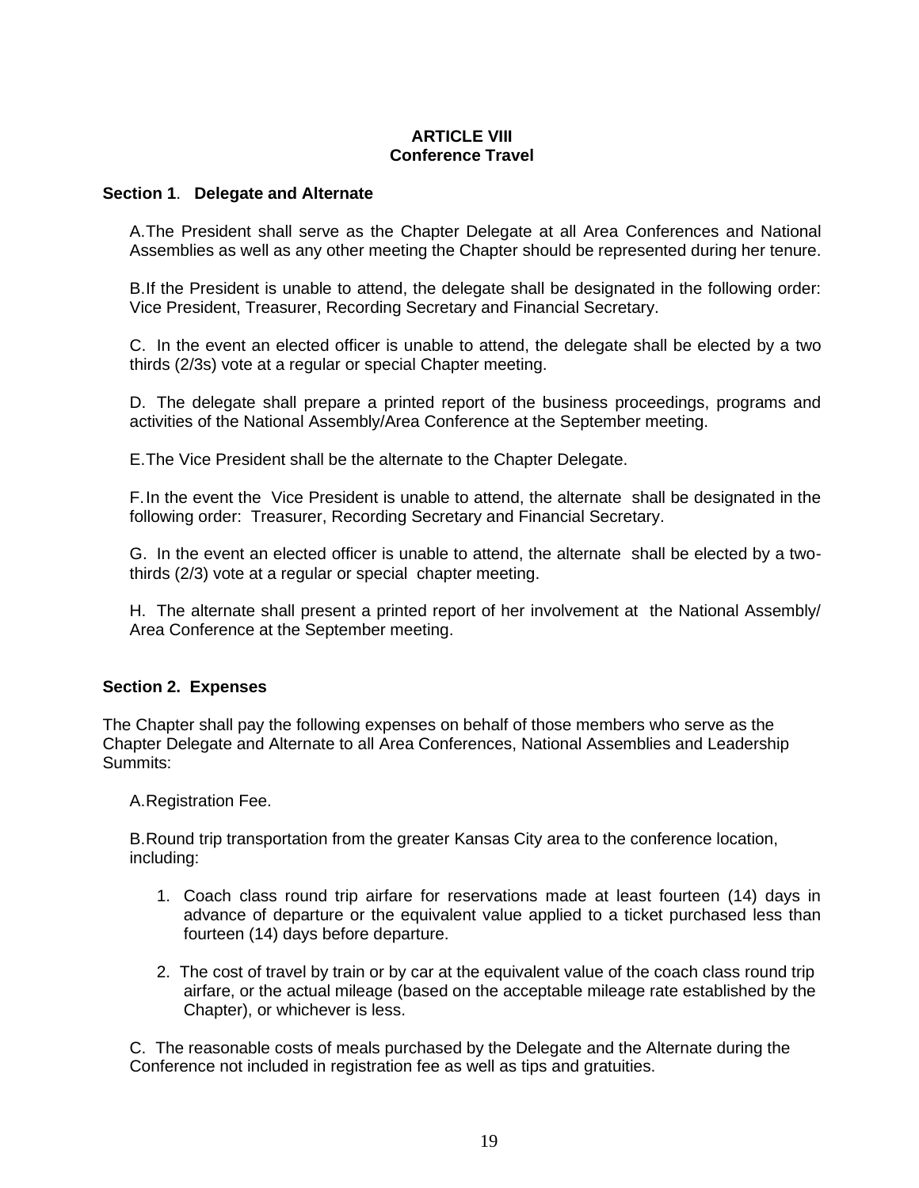## ARTICLE VIII
## Conference Travel

**Section 1. Delegate and Alternate**

A. The President shall serve as the Chapter Delegate at all Area Conferences and National Assemblies as well as any other meeting the Chapter should be represented during her tenure.

B. If the President is unable to attend, the delegate shall be designated in the following order: Vice President, Treasurer, Recording Secretary and Financial Secretary.

C. In the event an elected officer is unable to attend, the delegate shall be elected by a two thirds (2/3s) vote at a regular or special Chapter meeting.

D. The delegate shall prepare a printed report of the business proceedings, programs and activities of the National Assembly/Area Conference at the September meeting.

E. The Vice President shall be the alternate to the Chapter Delegate.

F. In the event the Vice President is unable to attend, the alternate shall be designated in the following order: Treasurer, Recording Secretary and Financial Secretary.

G. In the event an elected officer is unable to attend, the alternate shall be elected by a two-thirds (2/3) vote at a regular or special chapter meeting.

H. The alternate shall present a printed report of her involvement at the National Assembly/ Area Conference at the September meeting.

**Section 2. Expenses**

The Chapter shall pay the following expenses on behalf of those members who serve as the Chapter Delegate and Alternate to all Area Conferences, National Assemblies and Leadership Summits:

A. Registration Fee.

B. Round trip transportation from the greater Kansas City area to the conference location, including:

1. Coach class round trip airfare for reservations made at least fourteen (14) days in advance of departure or the equivalent value applied to a ticket purchased less than fourteen (14) days before departure.
2. The cost of travel by train or by car at the equivalent value of the coach class round trip airfare, or the actual mileage (based on the acceptable mileage rate established by the Chapter), or whichever is less.

C. The reasonable costs of meals purchased by the Delegate and the Alternate during the Conference not included in registration fee as well as tips and gratuities.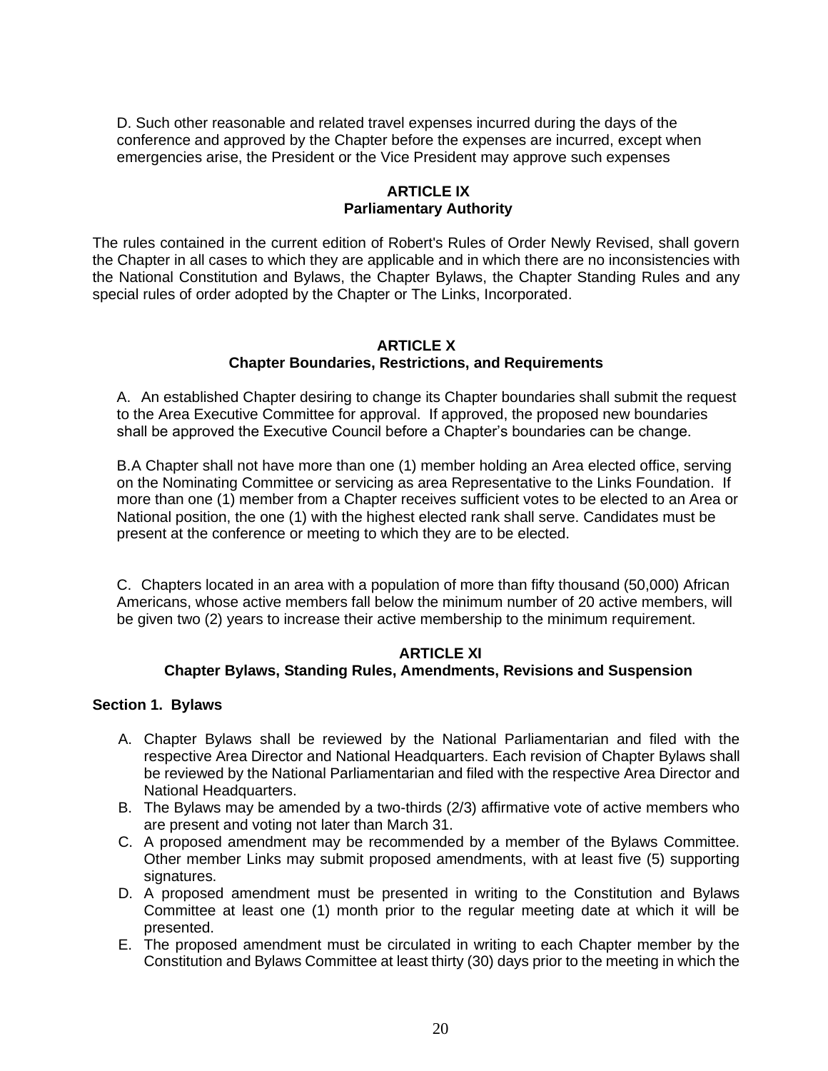D. Such other reasonable and related travel expenses incurred during the days of the conference and approved by the Chapter before the expenses are incurred, except when emergencies arise, the President or the Vice President may approve such expenses

## ARTICLE IX
## Parliamentary Authority

The rules contained in the current edition of Robert's Rules of Order Newly Revised, shall govern the Chapter in all cases to which they are applicable and in which there are no inconsistencies with the National Constitution and Bylaws, the Chapter Bylaws, the Chapter Standing Rules and any special rules of order adopted by the Chapter or The Links, Incorporated.

## ARTICLE X
## Chapter Boundaries, Restrictions, and Requirements

A. An established Chapter desiring to change its Chapter boundaries shall submit the request to the Area Executive Committee for approval. If approved, the proposed new boundaries shall be approved the Executive Council before a Chapter's boundaries can be change.

B.A Chapter shall not have more than one (1) member holding an Area elected office, serving on the Nominating Committee or servicing as area Representative to the Links Foundation. If more than one (1) member from a Chapter receives sufficient votes to be elected to an Area or National position, the one (1) with the highest elected rank shall serve. Candidates must be present at the conference or meeting to which they are to be elected.

C. Chapters located in an area with a population of more than fifty thousand (50,000) African Americans, whose active members fall below the minimum number of 20 active members, will be given two (2) years to increase their active membership to the minimum requirement.

## ARTICLE XI
## Chapter Bylaws, Standing Rules, Amendments, Revisions and Suspension

**Section 1. Bylaws**

A. Chapter Bylaws shall be reviewed by the National Parliamentarian and filed with the respective Area Director and National Headquarters. Each revision of Chapter Bylaws shall be reviewed by the National Parliamentarian and filed with the respective Area Director and National Headquarters.
B. The Bylaws may be amended by a two-thirds (2/3) affirmative vote of active members who are present and voting not later than March 31.
C. A proposed amendment may be recommended by a member of the Bylaws Committee. Other member Links may submit proposed amendments, with at least five (5) supporting signatures.
D. A proposed amendment must be presented in writing to the Constitution and Bylaws Committee at least one (1) month prior to the regular meeting date at which it will be presented.
E. The proposed amendment must be circulated in writing to each Chapter member by the Constitution and Bylaws Committee at least thirty (30) days prior to the meeting in which the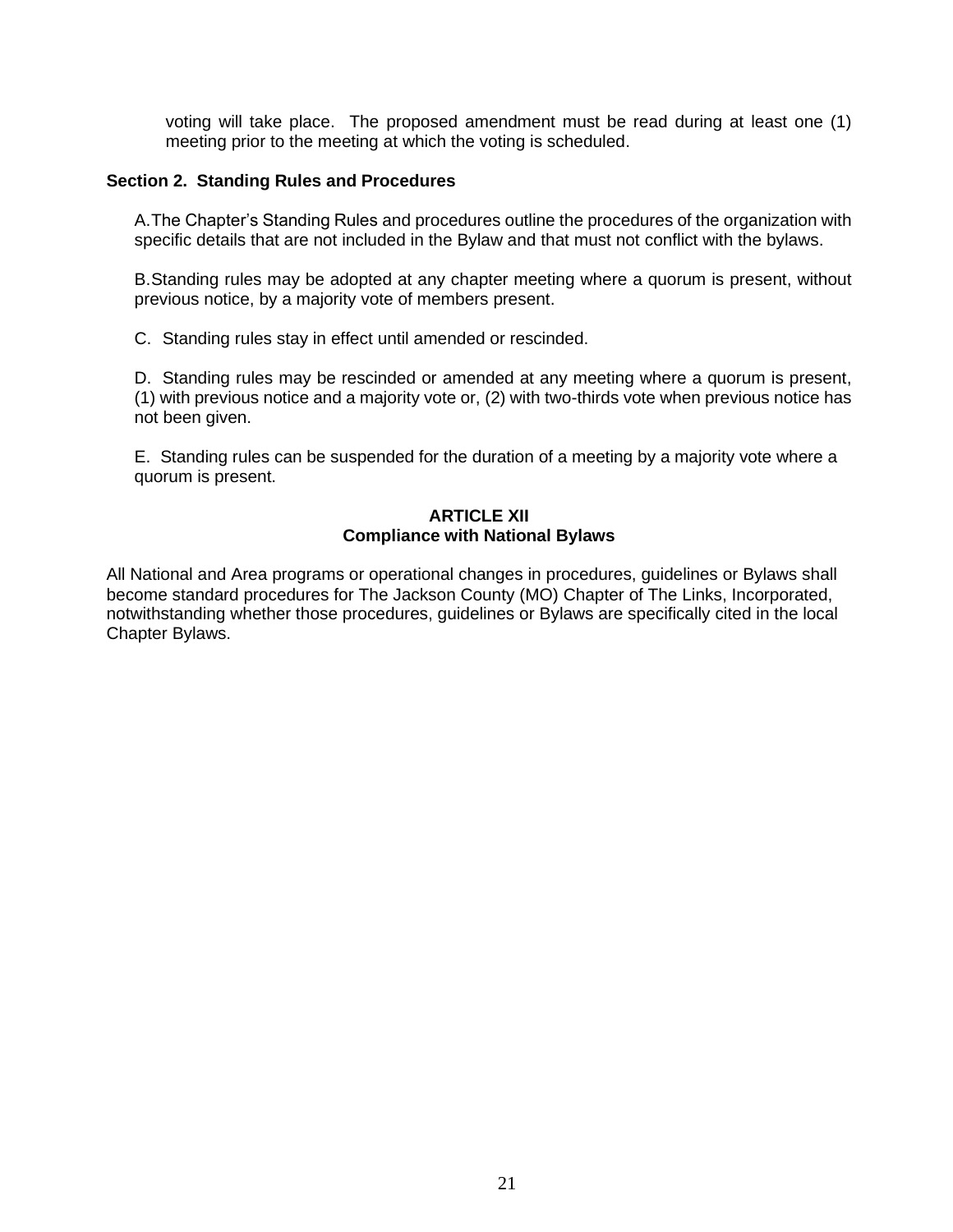voting will take place. The proposed amendment must be read during at least one (1) meeting prior to the meeting at which the voting is scheduled.

**Section 2. Standing Rules and Procedures**

A. The Chapter's Standing Rules and procedures outline the procedures of the organization with specific details that are not included in the Bylaw and that must not conflict with the bylaws.

B. Standing rules may be adopted at any chapter meeting where a quorum is present, without previous notice, by a majority vote of members present.

C. Standing rules stay in effect until amended or rescinded.

D. Standing rules may be rescinded or amended at any meeting where a quorum is present, (1) with previous notice and a majority vote or, (2) with two-thirds vote when previous notice has not been given.

E. Standing rules can be suspended for the duration of a meeting by a majority vote where a quorum is present.

## ARTICLE XII
## Compliance with National Bylaws

All National and Area programs or operational changes in procedures, guidelines or Bylaws shall become standard procedures for The Jackson County (MO) Chapter of The Links, Incorporated, notwithstanding whether those procedures, guidelines or Bylaws are specifically cited in the local Chapter Bylaws.